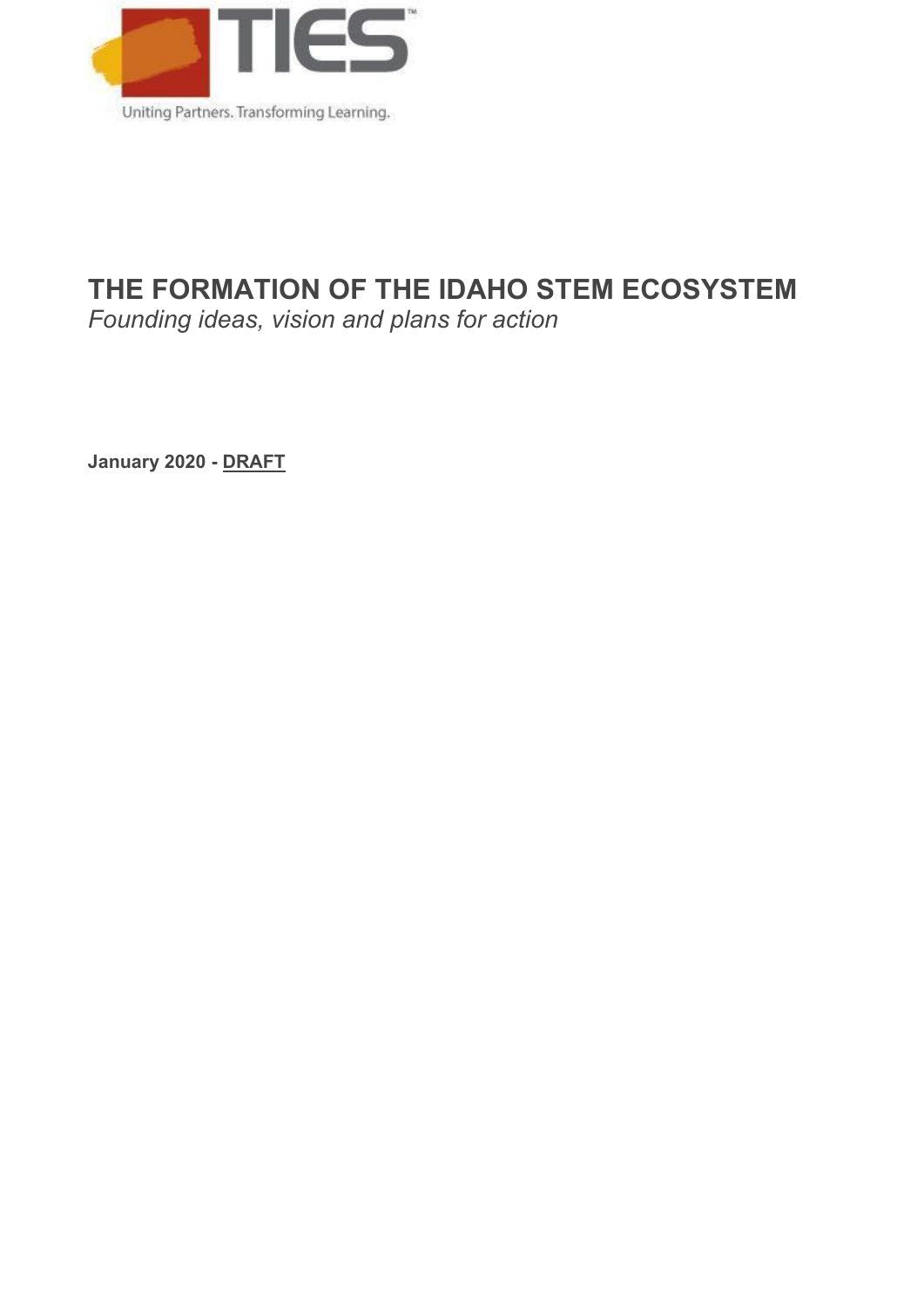TIES

Uniting Partners. Transforming Learning.

# THE FORMATION OF THE IDAHO STEM ECOSYSTEM

*Founding ideas, vision and plans for action*

**January 2020 - DRAFT**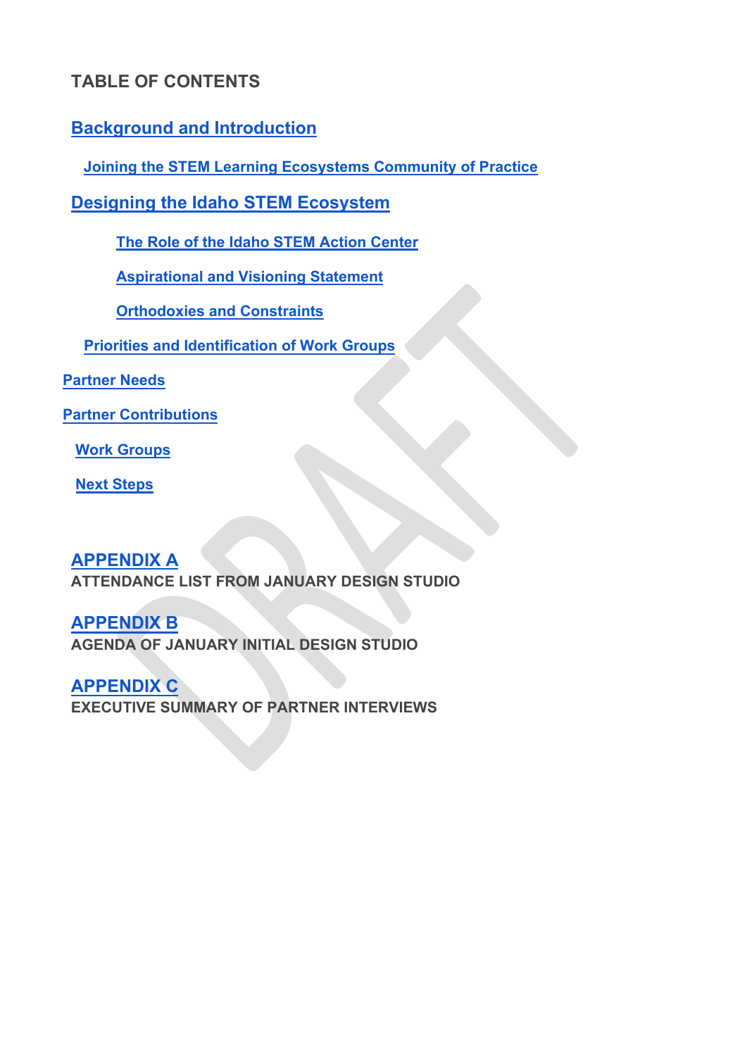## TABLE OF CONTENTS

**Background and Introduction**

- **Joining the STEM Learning Ecosystems Community of Practice**

**Designing the Idaho STEM Ecosystem**

- **The Role of the Idaho STEM Action Center**
- **Aspirational and Visioning Statement**
- **Orthodoxies and Constraints**

**Priorities and Identification of Work Groups**

**Partner Needs**

**Partner Contributions**

**Work Groups**

**Next Steps**

**APPENDIX A**
**ATTENDANCE LIST FROM JANUARY DESIGN STUDIO**

**APPENDIX B**
**AGENDA OF JANUARY INITIAL DESIGN STUDIO**

**APPENDIX C**
**EXECUTIVE SUMMARY OF PARTNER INTERVIEWS**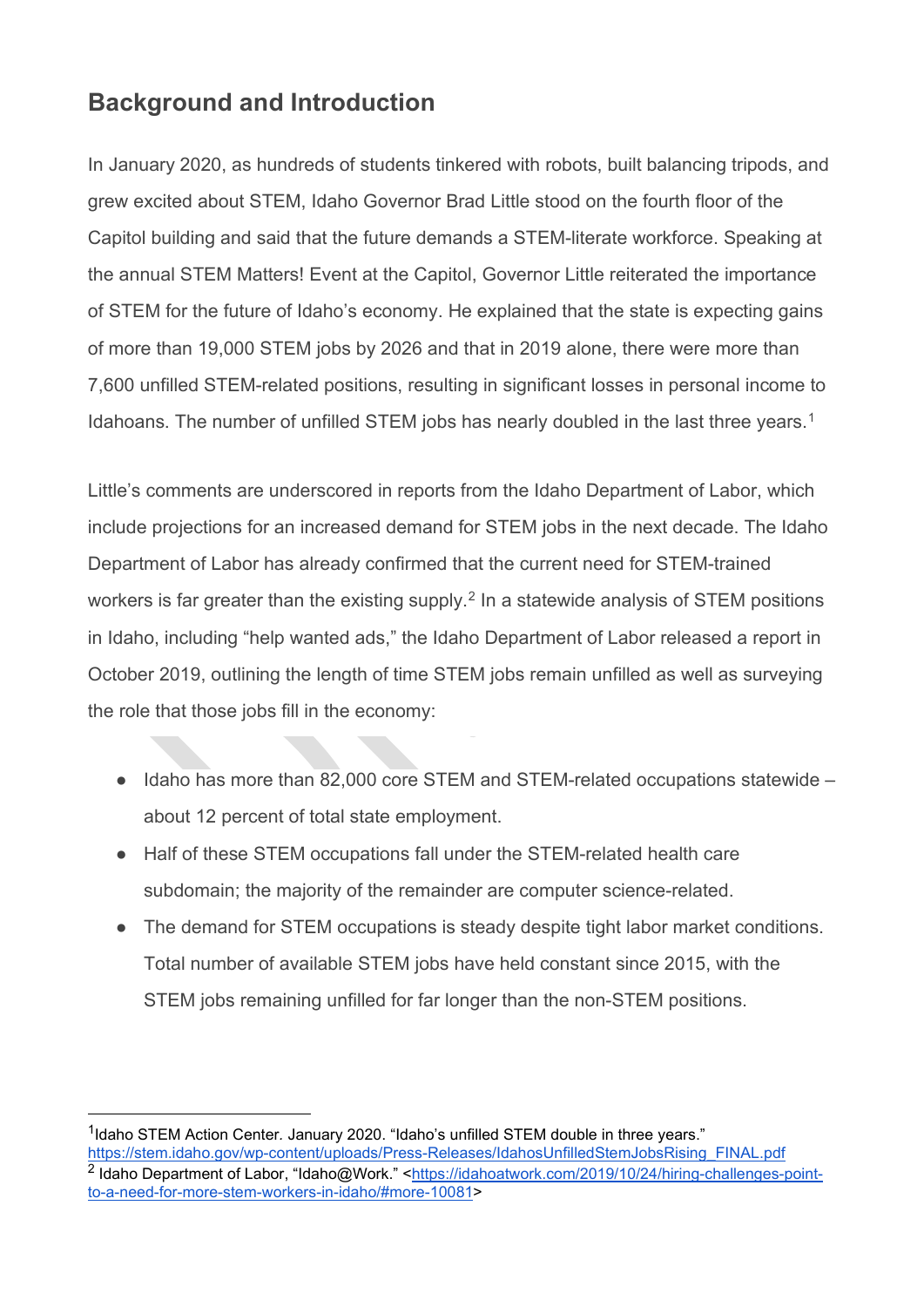## Background and Introduction

In January 2020, as hundreds of students tinkered with robots, built balancing tripods, and grew excited about STEM, Idaho Governor Brad Little stood on the fourth floor of the Capitol building and said that the future demands a STEM-literate workforce. Speaking at the annual STEM Matters! Event at the Capitol, Governor Little reiterated the importance of STEM for the future of Idaho's economy. He explained that the state is expecting gains of more than 19,000 STEM jobs by 2026 and that in 2019 alone, there were more than 7,600 unfilled STEM-related positions, resulting in significant losses in personal income to Idahoans. The number of unfilled STEM jobs has nearly doubled in the last three years.[1]

Little's comments are underscored in reports from the Idaho Department of Labor, which include projections for an increased demand for STEM jobs in the next decade. The Idaho Department of Labor has already confirmed that the current need for STEM-trained workers is far greater than the existing supply.[2] In a statewide analysis of STEM positions in Idaho, including "help wanted ads," the Idaho Department of Labor released a report in October 2019, outlining the length of time STEM jobs remain unfilled as well as surveying the role that those jobs fill in the economy:

- Idaho has more than 82,000 core STEM and STEM-related occupations statewide – about 12 percent of total state employment.
- Half of these STEM occupations fall under the STEM-related health care subdomain; the majority of the remainder are computer science-related.
- The demand for STEM occupations is steady despite tight labor market conditions. Total number of available STEM jobs have held constant since 2015, with the STEM jobs remaining unfilled for far longer than the non-STEM positions.

---

[1] Idaho STEM Action Center. January 2020. "Idaho's unfilled STEM double in three years." https://stem.idaho.gov/wp-content/uploads/Press-Releases/IdahosUnfilledStemJobsRising_FINAL.pdf

[2] Idaho Department of Labor, "Idaho@Work." <https://idahoatwork.com/2019/10/24/hiring-challenges-point-to-a-need-for-more-stem-workers-in-idaho/#more-10081>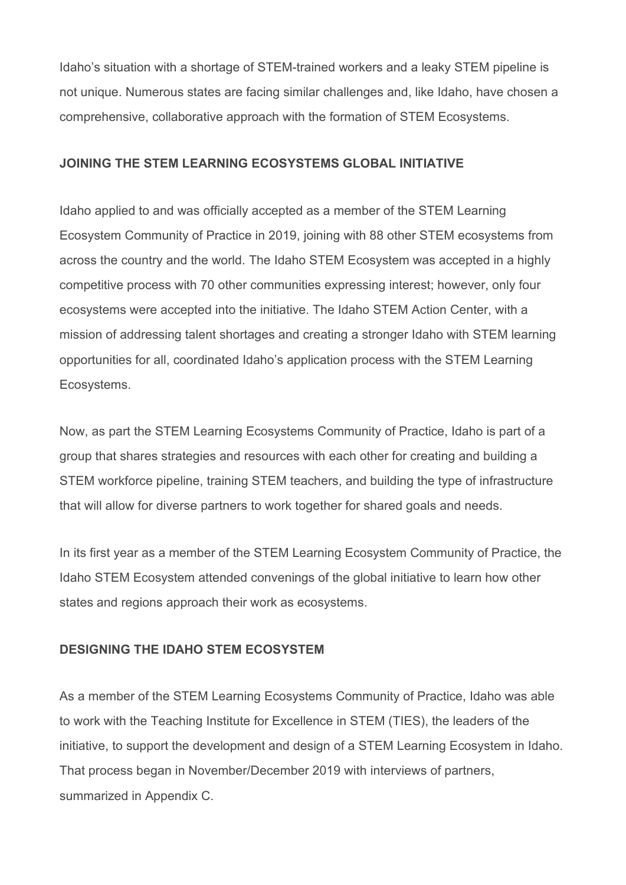Idaho's situation with a shortage of STEM-trained workers and a leaky STEM pipeline is not unique. Numerous states are facing similar challenges and, like Idaho, have chosen a comprehensive, collaborative approach with the formation of STEM Ecosystems.

## JOINING THE STEM LEARNING ECOSYSTEMS GLOBAL INITIATIVE

Idaho applied to and was officially accepted as a member of the STEM Learning Ecosystem Community of Practice in 2019, joining with 88 other STEM ecosystems from across the country and the world. The Idaho STEM Ecosystem was accepted in a highly competitive process with 70 other communities expressing interest; however, only four ecosystems were accepted into the initiative. The Idaho STEM Action Center, with a mission of addressing talent shortages and creating a stronger Idaho with STEM learning opportunities for all, coordinated Idaho's application process with the STEM Learning Ecosystems.

Now, as part the STEM Learning Ecosystems Community of Practice, Idaho is part of a group that shares strategies and resources with each other for creating and building a STEM workforce pipeline, training STEM teachers, and building the type of infrastructure that will allow for diverse partners to work together for shared goals and needs.

In its first year as a member of the STEM Learning Ecosystem Community of Practice, the Idaho STEM Ecosystem attended convenings of the global initiative to learn how other states and regions approach their work as ecosystems.

## DESIGNING THE IDAHO STEM ECOSYSTEM

As a member of the STEM Learning Ecosystems Community of Practice, Idaho was able to work with the Teaching Institute for Excellence in STEM (TIES), the leaders of the initiative, to support the development and design of a STEM Learning Ecosystem in Idaho. That process began in November/December 2019 with interviews of partners, summarized in Appendix C.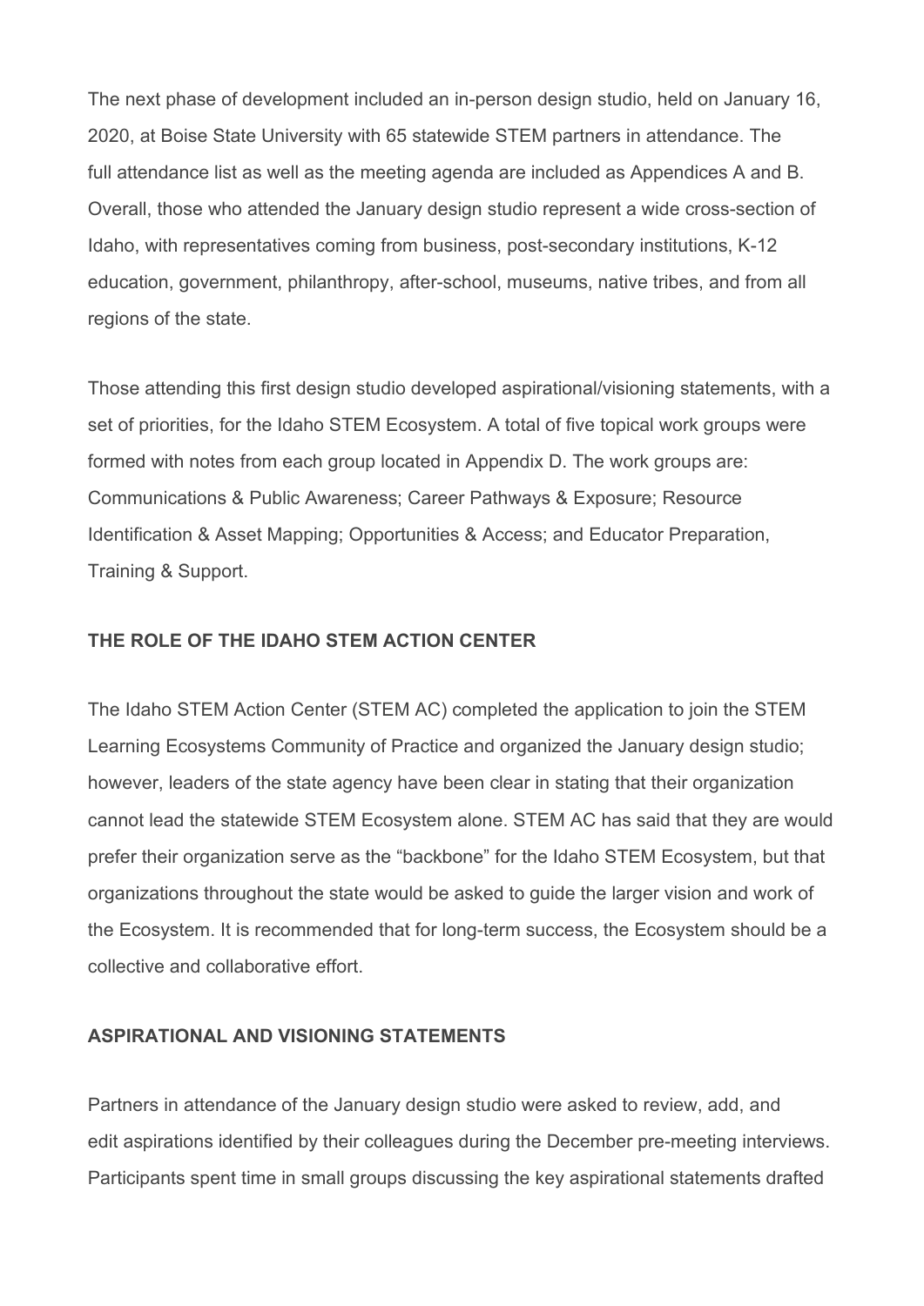The next phase of development included an in-person design studio, held on January 16, 2020, at Boise State University with 65 statewide STEM partners in attendance. The full attendance list as well as the meeting agenda are included as Appendices A and B. Overall, those who attended the January design studio represent a wide cross-section of Idaho, with representatives coming from business, post-secondary institutions, K-12 education, government, philanthropy, after-school, museums, native tribes, and from all regions of the state.

Those attending this first design studio developed aspirational/visioning statements, with a set of priorities, for the Idaho STEM Ecosystem. A total of five topical work groups were formed with notes from each group located in Appendix D. The work groups are: Communications & Public Awareness; Career Pathways & Exposure; Resource Identification & Asset Mapping; Opportunities & Access; and Educator Preparation, Training & Support.

## THE ROLE OF THE IDAHO STEM ACTION CENTER

The Idaho STEM Action Center (STEM AC) completed the application to join the STEM Learning Ecosystems Community of Practice and organized the January design studio; however, leaders of the state agency have been clear in stating that their organization cannot lead the statewide STEM Ecosystem alone. STEM AC has said that they are would prefer their organization serve as the "backbone" for the Idaho STEM Ecosystem, but that organizations throughout the state would be asked to guide the larger vision and work of the Ecosystem. It is recommended that for long-term success, the Ecosystem should be a collective and collaborative effort.

## ASPIRATIONAL AND VISIONING STATEMENTS

Partners in attendance of the January design studio were asked to review, add, and edit aspirations identified by their colleagues during the December pre-meeting interviews. Participants spent time in small groups discussing the key aspirational statements drafted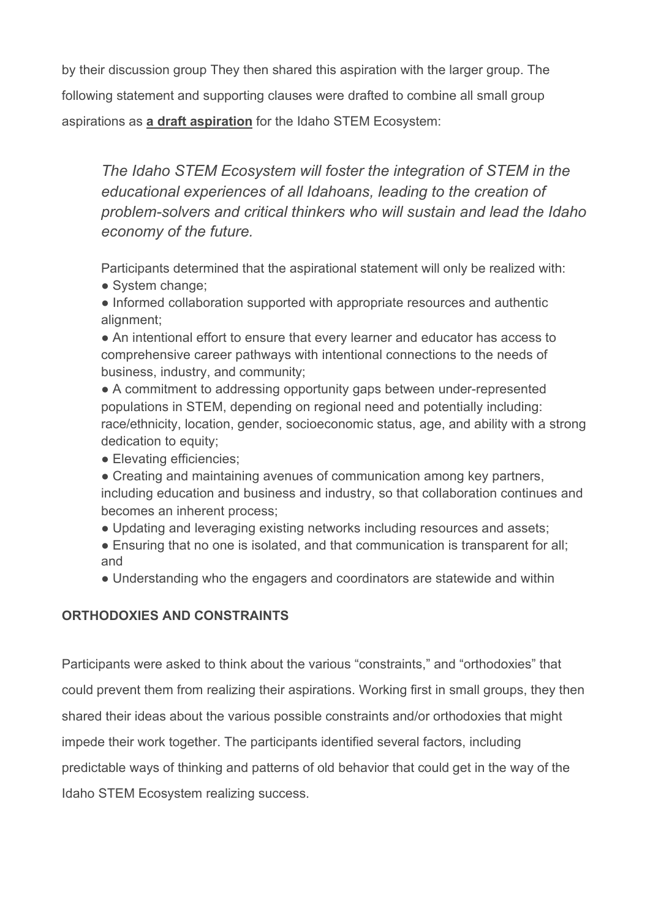by their discussion group They then shared this aspiration with the larger group. The following statement and supporting clauses were drafted to combine all small group aspirations as **a draft aspiration** for the Idaho STEM Ecosystem:

> *The Idaho STEM Ecosystem will foster the integration of STEM in the educational experiences of all Idahoans, leading to the creation of problem-solvers and critical thinkers who will sustain and lead the Idaho economy of the future.*
>
> Participants determined that the aspirational statement will only be realized with:
>
> - System change;
> - Informed collaboration supported with appropriate resources and authentic alignment;
> - An intentional effort to ensure that every learner and educator has access to comprehensive career pathways with intentional connections to the needs of business, industry, and community;
> - A commitment to addressing opportunity gaps between under-represented populations in STEM, depending on regional need and potentially including: race/ethnicity, location, gender, socioeconomic status, age, and ability with a strong dedication to equity;
> - Elevating efficiencies;
> - Creating and maintaining avenues of communication among key partners, including education and business and industry, so that collaboration continues and becomes an inherent process;
> - Updating and leveraging existing networks including resources and assets;
> - Ensuring that no one is isolated, and that communication is transparent for all; and
> - Understanding who the engagers and coordinators are statewide and within

**ORTHODOXIES AND CONSTRAINTS**

Participants were asked to think about the various "constraints," and "orthodoxies" that could prevent them from realizing their aspirations. Working first in small groups, they then shared their ideas about the various possible constraints and/or orthodoxies that might impede their work together. The participants identified several factors, including predictable ways of thinking and patterns of old behavior that could get in the way of the Idaho STEM Ecosystem realizing success.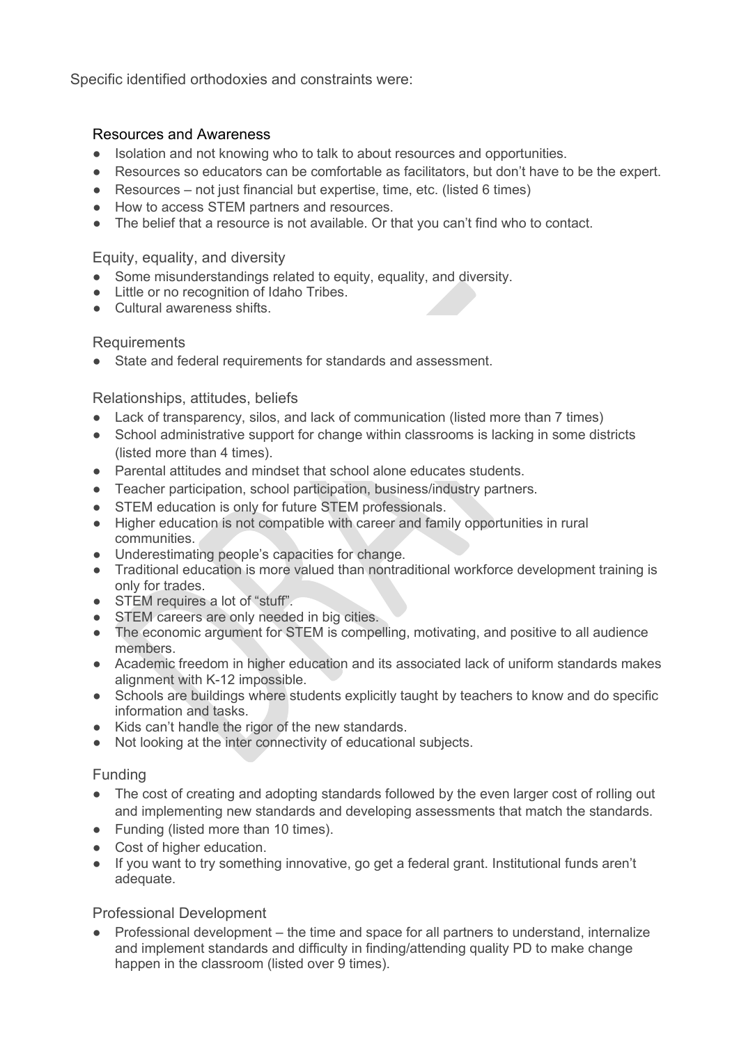Specific identified orthodoxies and constraints were:

### Resources and Awareness

- Isolation and not knowing who to talk to about resources and opportunities.
- Resources so educators can be comfortable as facilitators, but don't have to be the expert.
- Resources – not just financial but expertise, time, etc. (listed 6 times)
- How to access STEM partners and resources.
- The belief that a resource is not available. Or that you can't find who to contact.

### Equity, equality, and diversity

- Some misunderstandings related to equity, equality, and diversity.
- Little or no recognition of Idaho Tribes.
- Cultural awareness shifts.

### Requirements

- State and federal requirements for standards and assessment.

### Relationships, attitudes, beliefs

- Lack of transparency, silos, and lack of communication (listed more than 7 times)
- School administrative support for change within classrooms is lacking in some districts (listed more than 4 times).
- Parental attitudes and mindset that school alone educates students.
- Teacher participation, school participation, business/industry partners.
- STEM education is only for future STEM professionals.
- Higher education is not compatible with career and family opportunities in rural communities.
- Underestimating people's capacities for change.
- Traditional education is more valued than nontraditional workforce development training is only for trades.
- STEM requires a lot of "stuff".
- STEM careers are only needed in big cities.
- The economic argument for STEM is compelling, motivating, and positive to all audience members.
- Academic freedom in higher education and its associated lack of uniform standards makes alignment with K-12 impossible.
- Schools are buildings where students explicitly taught by teachers to know and do specific information and tasks.
- Kids can't handle the rigor of the new standards.
- Not looking at the inter connectivity of educational subjects.

### Funding

- The cost of creating and adopting standards followed by the even larger cost of rolling out and implementing new standards and developing assessments that match the standards.
- Funding (listed more than 10 times).
- Cost of higher education.
- If you want to try something innovative, go get a federal grant. Institutional funds aren't adequate.

### Professional Development

- Professional development – the time and space for all partners to understand, internalize and implement standards and difficulty in finding/attending quality PD to make change happen in the classroom (listed over 9 times).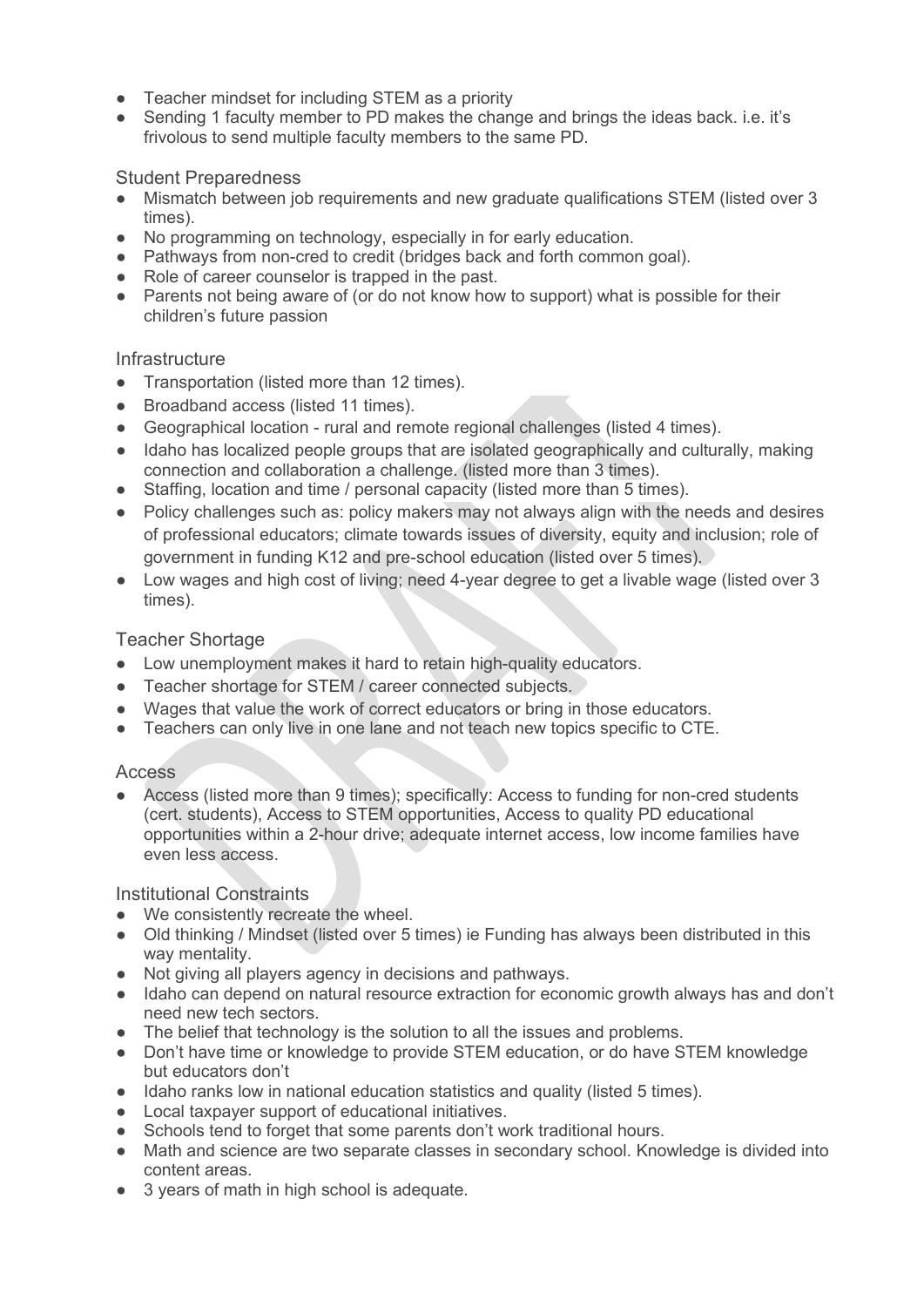- Teacher mindset for including STEM as a priority
- Sending 1 faculty member to PD makes the change and brings the ideas back. i.e. it's frivolous to send multiple faculty members to the same PD.

### Student Preparedness

- Mismatch between job requirements and new graduate qualifications STEM (listed over 3 times).
- No programming on technology, especially in for early education.
- Pathways from non-cred to credit (bridges back and forth common goal).
- Role of career counselor is trapped in the past.
- Parents not being aware of (or do not know how to support) what is possible for their children's future passion

### Infrastructure

- Transportation (listed more than 12 times).
- Broadband access (listed 11 times).
- Geographical location - rural and remote regional challenges (listed 4 times).
- Idaho has localized people groups that are isolated geographically and culturally, making connection and collaboration a challenge. (listed more than 3 times).
- Staffing, location and time / personal capacity (listed more than 5 times).
- Policy challenges such as: policy makers may not always align with the needs and desires of professional educators; climate towards issues of diversity, equity and inclusion; role of government in funding K12 and pre-school education (listed over 5 times).
- Low wages and high cost of living; need 4-year degree to get a livable wage (listed over 3 times).

### Teacher Shortage

- Low unemployment makes it hard to retain high-quality educators.
- Teacher shortage for STEM / career connected subjects.
- Wages that value the work of correct educators or bring in those educators.
- Teachers can only live in one lane and not teach new topics specific to CTE.

### Access

- Access (listed more than 9 times); specifically: Access to funding for non-cred students (cert. students), Access to STEM opportunities, Access to quality PD educational opportunities within a 2-hour drive; adequate internet access, low income families have even less access.

### Institutional Constraints

- We consistently recreate the wheel.
- Old thinking / Mindset (listed over 5 times) ie Funding has always been distributed in this way mentality.
- Not giving all players agency in decisions and pathways.
- Idaho can depend on natural resource extraction for economic growth always has and don't need new tech sectors.
- The belief that technology is the solution to all the issues and problems.
- Don't have time or knowledge to provide STEM education, or do have STEM knowledge but educators don't
- Idaho ranks low in national education statistics and quality (listed 5 times).
- Local taxpayer support of educational initiatives.
- Schools tend to forget that some parents don't work traditional hours.
- Math and science are two separate classes in secondary school. Knowledge is divided into content areas.
- 3 years of math in high school is adequate.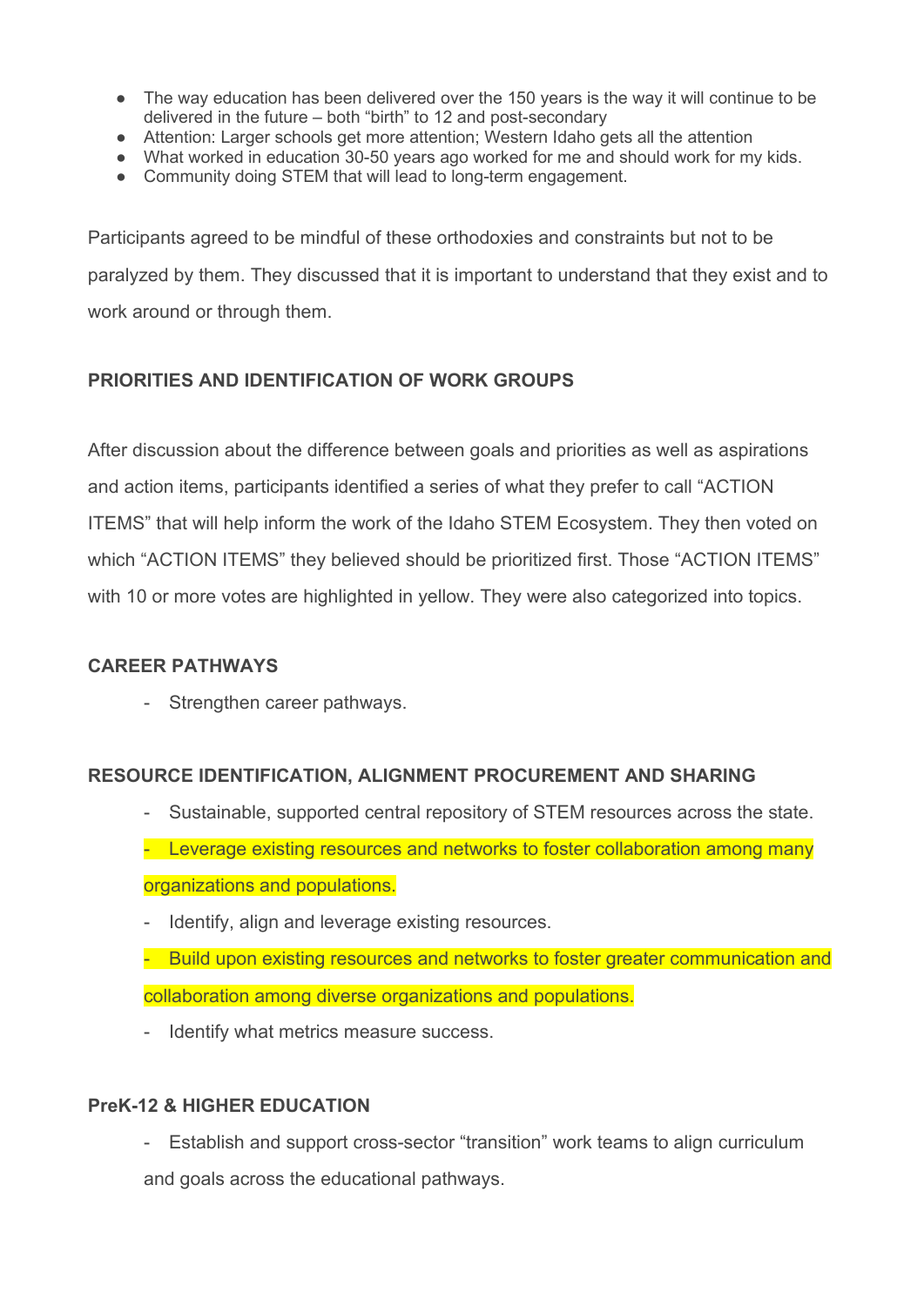- The way education has been delivered over the 150 years is the way it will continue to be delivered in the future – both "birth" to 12 and post-secondary
- Attention: Larger schools get more attention; Western Idaho gets all the attention
- What worked in education 30-50 years ago worked for me and should work for my kids.
- Community doing STEM that will lead to long-term engagement.

Participants agreed to be mindful of these orthodoxies and constraints but not to be paralyzed by them. They discussed that it is important to understand that they exist and to work around or through them.

**PRIORITIES AND IDENTIFICATION OF WORK GROUPS**

After discussion about the difference between goals and priorities as well as aspirations and action items, participants identified a series of what they prefer to call "ACTION ITEMS" that will help inform the work of the Idaho STEM Ecosystem. They then voted on which "ACTION ITEMS" they believed should be prioritized first. Those "ACTION ITEMS" with 10 or more votes are highlighted in yellow. They were also categorized into topics.

**CAREER PATHWAYS**

- Strengthen career pathways.

**RESOURCE IDENTIFICATION, ALIGNMENT PROCUREMENT AND SHARING**

- Sustainable, supported central repository of STEM resources across the state.
- Leverage existing resources and networks to foster collaboration among many organizations and populations.
- Identify, align and leverage existing resources.
- Build upon existing resources and networks to foster greater communication and collaboration among diverse organizations and populations.
- Identify what metrics measure success.

**PreK-12 & HIGHER EDUCATION**

- Establish and support cross-sector "transition" work teams to align curriculum and goals across the educational pathways.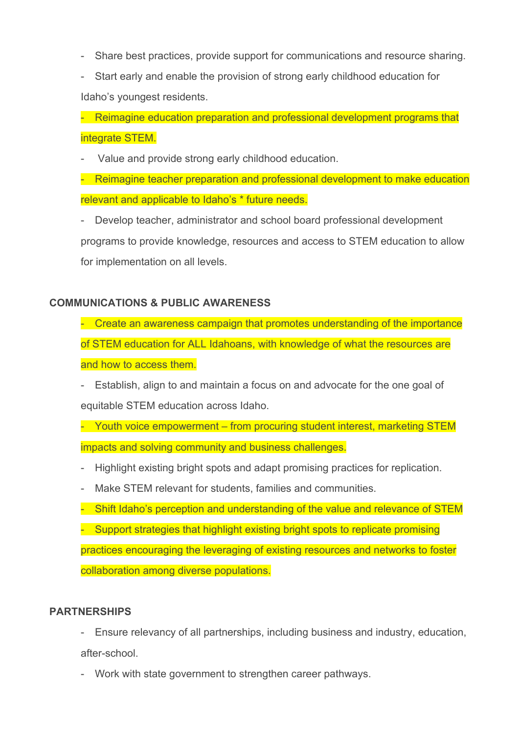- Share best practices, provide support for communications and resource sharing.
- Start early and enable the provision of strong early childhood education for Idaho's youngest residents.
- Reimagine education preparation and professional development programs that integrate STEM.
- Value and provide strong early childhood education.
- Reimagine teacher preparation and professional development to make education relevant and applicable to Idaho's * future needs.
- Develop teacher, administrator and school board professional development programs to provide knowledge, resources and access to STEM education to allow for implementation on all levels.

**COMMUNICATIONS & PUBLIC AWARENESS**

- Create an awareness campaign that promotes understanding of the importance of STEM education for ALL Idahoans, with knowledge of what the resources are and how to access them.
- Establish, align to and maintain a focus on and advocate for the one goal of equitable STEM education across Idaho.
- Youth voice empowerment – from procuring student interest, marketing STEM impacts and solving community and business challenges.
- Highlight existing bright spots and adapt promising practices for replication.
- Make STEM relevant for students, families and communities.
- Shift Idaho's perception and understanding of the value and relevance of STEM
- Support strategies that highlight existing bright spots to replicate promising practices encouraging the leveraging of existing resources and networks to foster collaboration among diverse populations.

**PARTNERSHIPS**

- Ensure relevancy of all partnerships, including business and industry, education, after-school.
- Work with state government to strengthen career pathways.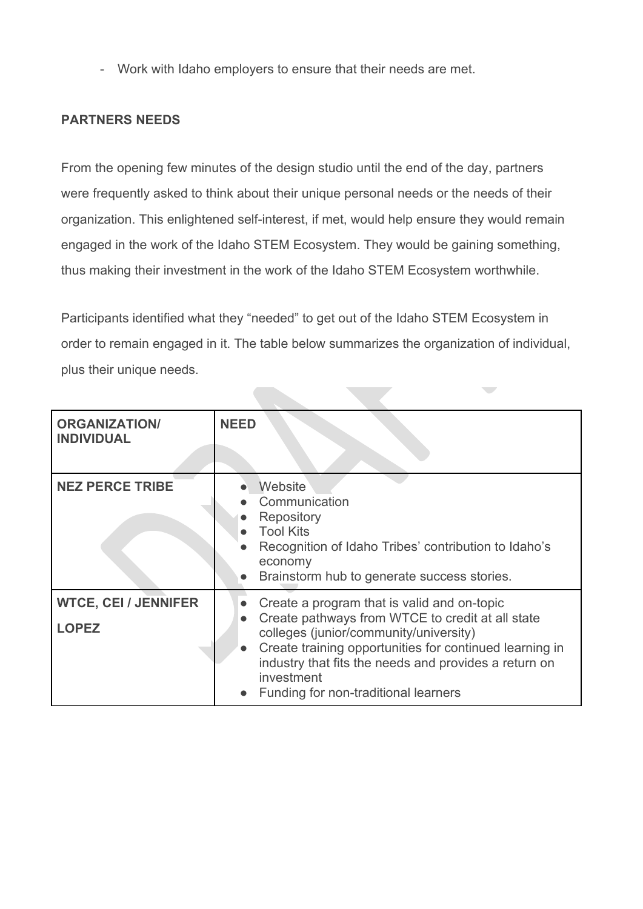- Work with Idaho employers to ensure that their needs are met.

**PARTNERS NEEDS**

From the opening few minutes of the design studio until the end of the day, partners were frequently asked to think about their unique personal needs or the needs of their organization. This enlightened self-interest, if met, would help ensure they would remain engaged in the work of the Idaho STEM Ecosystem. They would be gaining something, thus making their investment in the work of the Idaho STEM Ecosystem worthwhile.

Participants identified what they "needed" to get out of the Idaho STEM Ecosystem in order to remain engaged in it. The table below summarizes the organization of individual, plus their unique needs.

| ORGANIZATION/ INDIVIDUAL | NEED |
|---|---|
| **NEZ PERCE TRIBE** | • Website<br>• Communication<br>• Repository<br>• Tool Kits<br>• Recognition of Idaho Tribes' contribution to Idaho's economy<br>• Brainstorm hub to generate success stories. |
| **WTCE, CEI / JENNIFER LOPEZ** | • Create a program that is valid and on-topic<br>• Create pathways from WTCE to credit at all state colleges (junior/community/university)<br>• Create training opportunities for continued learning in industry that fits the needs and provides a return on investment<br>• Funding for non-traditional learners |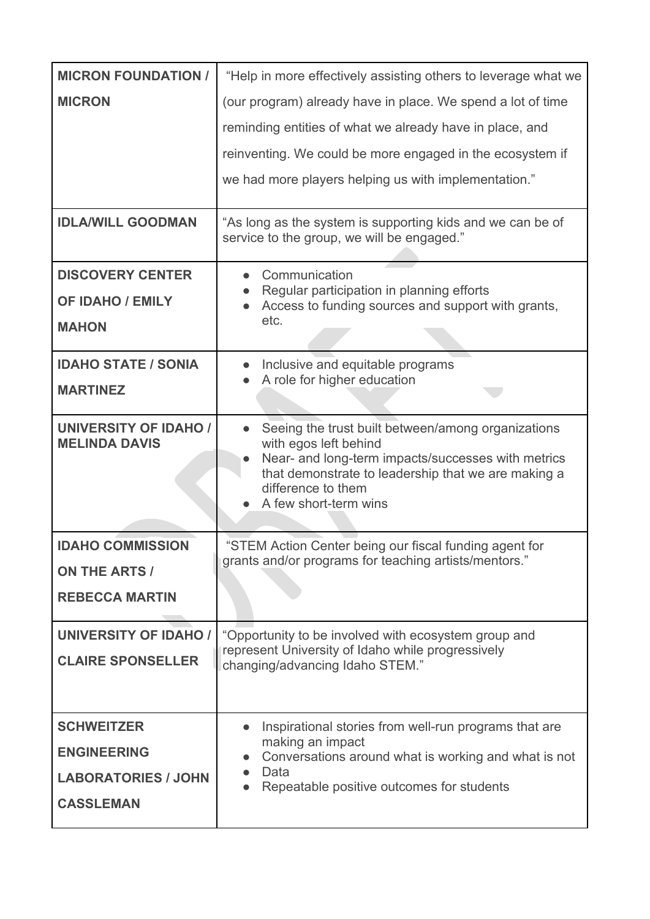| | |
|---|---|
| **MICRON FOUNDATION / MICRON** | "Help in more effectively assisting others to leverage what we (our program) already have in place. We spend a lot of time reminding entities of what we already have in place, and reinventing. We could be more engaged in the ecosystem if we had more players helping us with implementation." |
| **IDLA/WILL GOODMAN** | "As long as the system is supporting kids and we can be of service to the group, we will be engaged." |
| **DISCOVERY CENTER OF IDAHO / EMILY MAHON** | • Communication<br>• Regular participation in planning efforts<br>• Access to funding sources and support with grants, etc. |
| **IDAHO STATE / SONIA MARTINEZ** | • Inclusive and equitable programs<br>• A role for higher education |
| **UNIVERSITY OF IDAHO / MELINDA DAVIS** | • Seeing the trust built between/among organizations with egos left behind<br>• Near- and long-term impacts/successes with metrics that demonstrate to leadership that we are making a difference to them<br>• A few short-term wins |
| **IDAHO COMMISSION ON THE ARTS / REBECCA MARTIN** | "STEM Action Center being our fiscal funding agent for grants and/or programs for teaching artists/mentors." |
| **UNIVERSITY OF IDAHO / CLAIRE SPONSELLER** | "Opportunity to be involved with ecosystem group and represent University of Idaho while progressively changing/advancing Idaho STEM." |
| **SCHWEITZER ENGINEERING LABORATORIES / JOHN CASSLEMAN** | • Inspirational stories from well-run programs that are making an impact<br>• Conversations around what is working and what is not<br>• Data<br>• Repeatable positive outcomes for students |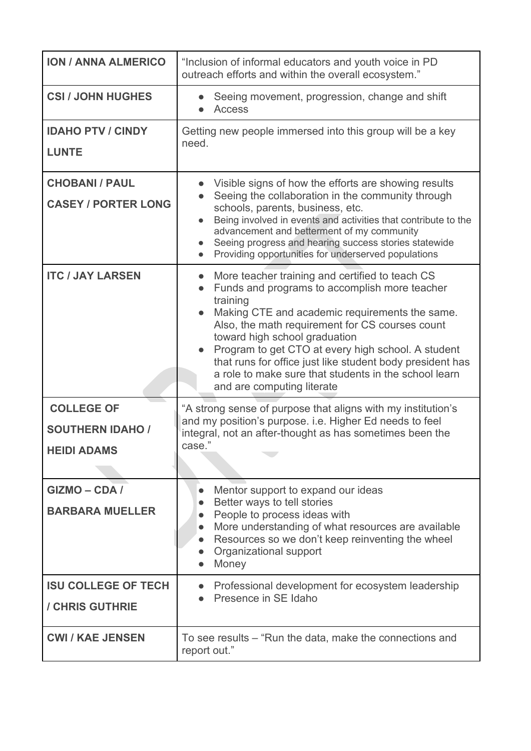| | |
|---|---|
| **ION / ANNA ALMERICO** | "Inclusion of informal educators and youth voice in PD outreach efforts and within the overall ecosystem." |
| **CSI / JOHN HUGHES** | • Seeing movement, progression, change and shift<br>• Access |
| **IDAHO PTV / CINDY LUNTE** | Getting new people immersed into this group will be a key need. |
| **CHOBANI / PAUL CASEY / PORTER LONG** | • Visible signs of how the efforts are showing results<br>• Seeing the collaboration in the community through schools, parents, business, etc.<br>• Being involved in events and activities that contribute to the advancement and betterment of my community<br>• Seeing progress and hearing success stories statewide<br>• Providing opportunities for underserved populations |
| **ITC / JAY LARSEN** | • More teacher training and certified to teach CS<br>• Funds and programs to accomplish more teacher training<br>• Making CTE and academic requirements the same. Also, the math requirement for CS courses count toward high school graduation<br>• Program to get CTO at every high school. A student that runs for office just like student body president has a role to make sure that students in the school learn and are computing literate |
| **COLLEGE OF SOUTHERN IDAHO / HEIDI ADAMS** | "A strong sense of purpose that aligns with my institution's and my position's purpose. i.e. Higher Ed needs to feel integral, not an after-thought as has sometimes been the case." |
| **GIZMO – CDA / BARBARA MUELLER** | • Mentor support to expand our ideas<br>• Better ways to tell stories<br>• People to process ideas with<br>• More understanding of what resources are available<br>• Resources so we don't keep reinventing the wheel<br>• Organizational support<br>• Money |
| **ISU COLLEGE OF TECH / CHRIS GUTHRIE** | • Professional development for ecosystem leadership<br>• Presence in SE Idaho |
| **CWI / KAE JENSEN** | To see results – "Run the data, make the connections and report out." |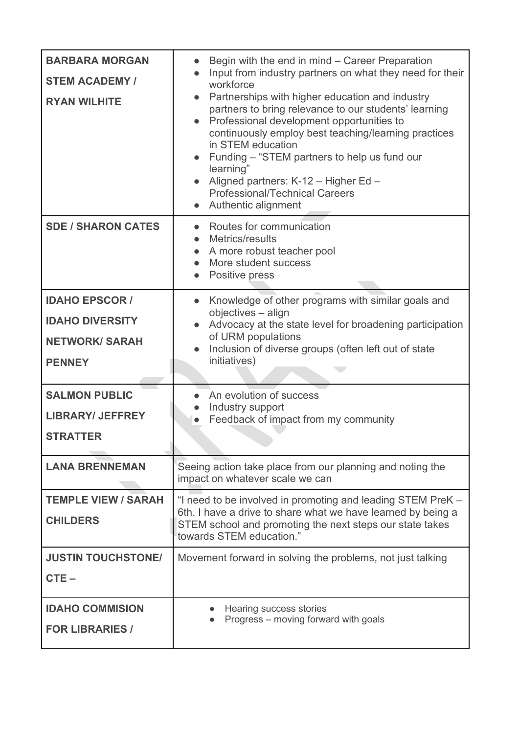| | |
|---|---|
| **BARBARA MORGAN STEM ACADEMY / RYAN WILHITE** | • Begin with the end in mind – Career Preparation<br>• Input from industry partners on what they need for their workforce<br>• Partnerships with higher education and industry partners to bring relevance to our students' learning<br>• Professional development opportunities to continuously employ best teaching/learning practices in STEM education<br>• Funding – "STEM partners to help us fund our learning"<br>• Aligned partners: K-12 – Higher Ed – Professional/Technical Careers<br>• Authentic alignment |
| **SDE / SHARON CATES** | • Routes for communication<br>• Metrics/results<br>• A more robust teacher pool<br>• More student success<br>• Positive press |
| **IDAHO EPSCOR / IDAHO DIVERSITY NETWORK/ SARAH PENNEY** | • Knowledge of other programs with similar goals and objectives – align<br>• Advocacy at the state level for broadening participation of URM populations<br>• Inclusion of diverse groups (often left out of state initiatives) |
| **SALMON PUBLIC LIBRARY/ JEFFREY STRATTER** | • An evolution of success<br>• Industry support<br>• Feedback of impact from my community |
| **LANA BRENNEMAN** | Seeing action take place from our planning and noting the impact on whatever scale we can |
| **TEMPLE VIEW / SARAH CHILDERS** | "I need to be involved in promoting and leading STEM PreK – 6th. I have a drive to share what we have learned by being a STEM school and promoting the next steps our state takes towards STEM education." |
| **JUSTIN TOUCHSTONE/ CTE –** | Movement forward in solving the problems, not just talking |
| **IDAHO COMMISION FOR LIBRARIES /** | • Hearing success stories<br>• Progress – moving forward with goals |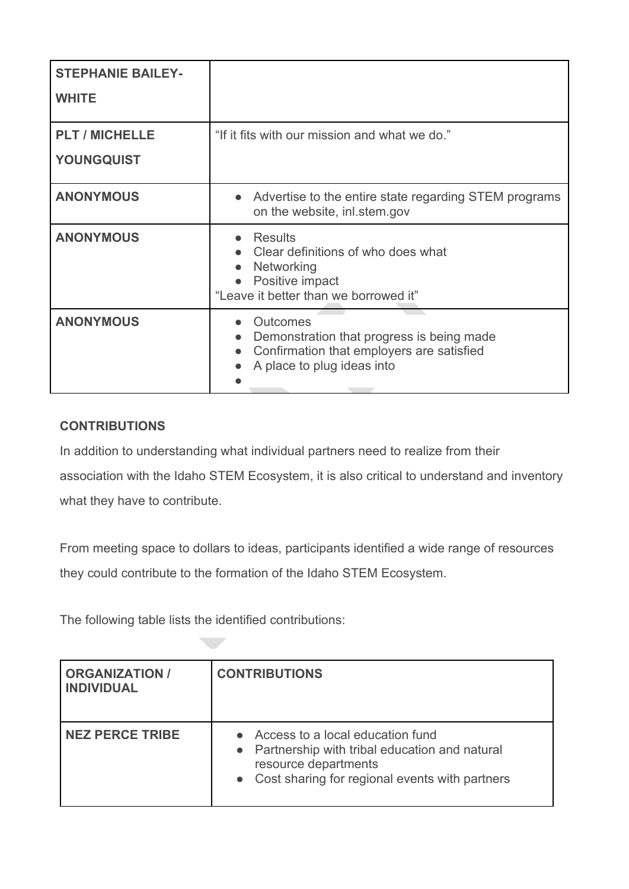| | |
|---|---|
| **STEPHANIE BAILEY-WHITE** | |
| **PLT / MICHELLE YOUNGQUIST** | "If it fits with our mission and what we do." |
| **ANONYMOUS** | • Advertise to the entire state regarding STEM programs on the website, inl.stem.gov |
| **ANONYMOUS** | • Results<br>• Clear definitions of who does what<br>• Networking<br>• Positive impact<br>"Leave it better than we borrowed it" |
| **ANONYMOUS** | • Outcomes<br>• Demonstration that progress is being made<br>• Confirmation that employers are satisfied<br>• A place to plug ideas into<br>• |

**CONTRIBUTIONS**

In addition to understanding what individual partners need to realize from their association with the Idaho STEM Ecosystem, it is also critical to understand and inventory what they have to contribute.

From meeting space to dollars to ideas, participants identified a wide range of resources they could contribute to the formation of the Idaho STEM Ecosystem.

The following table lists the identified contributions:

| ORGANIZATION / INDIVIDUAL | CONTRIBUTIONS |
|---|---|
| **NEZ PERCE TRIBE** | • Access to a local education fund<br>• Partnership with tribal education and natural resource departments<br>• Cost sharing for regional events with partners |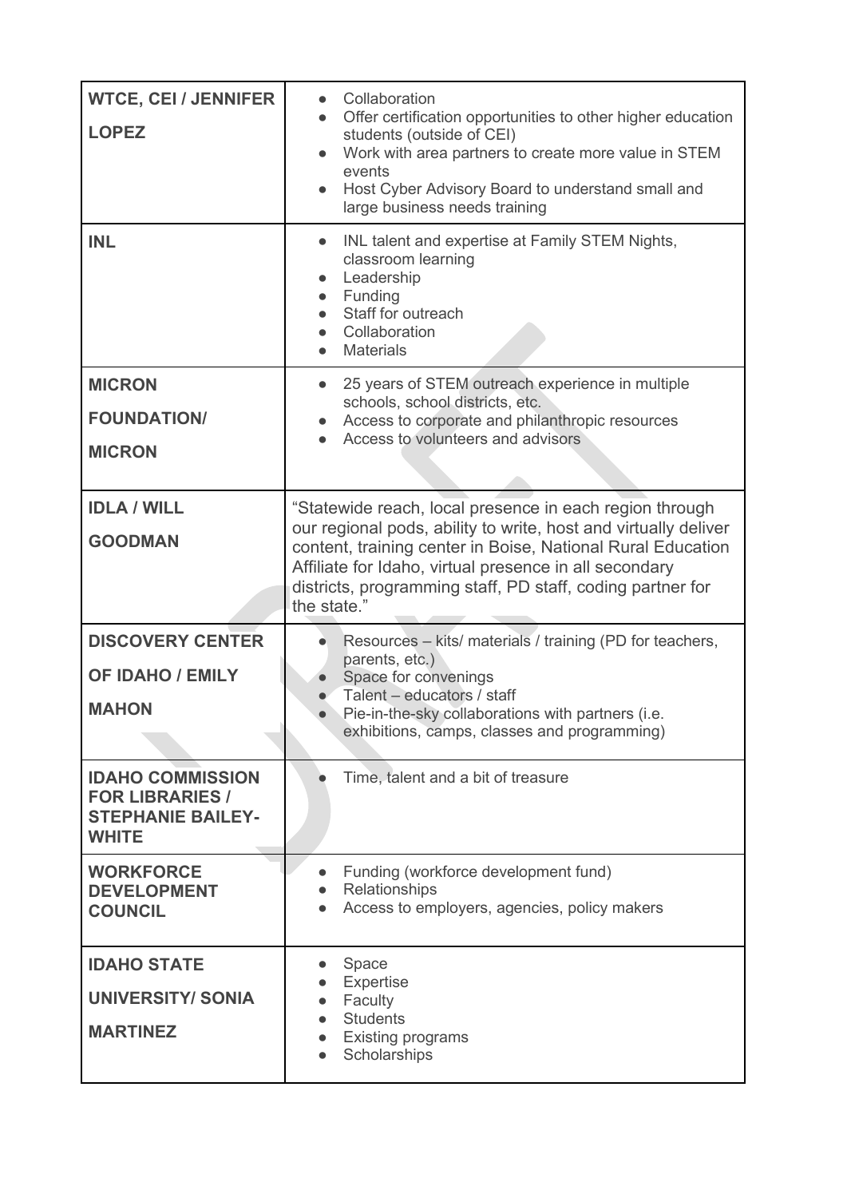| | |
|---|---|
| **WTCE, CEI / JENNIFER LOPEZ** | • Collaboration<br>• Offer certification opportunities to other higher education students (outside of CEI)<br>• Work with area partners to create more value in STEM events<br>• Host Cyber Advisory Board to understand small and large business needs training |
| **INL** | • INL talent and expertise at Family STEM Nights, classroom learning<br>• Leadership<br>• Funding<br>• Staff for outreach<br>• Collaboration<br>• Materials |
| **MICRON FOUNDATION/ MICRON** | • 25 years of STEM outreach experience in multiple schools, school districts, etc.<br>• Access to corporate and philanthropic resources<br>• Access to volunteers and advisors |
| **IDLA / WILL GOODMAN** | "Statewide reach, local presence in each region through our regional pods, ability to write, host and virtually deliver content, training center in Boise, National Rural Education Affiliate for Idaho, virtual presence in all secondary districts, programming staff, PD staff, coding partner for the state." |
| **DISCOVERY CENTER OF IDAHO / EMILY MAHON** | • Resources – kits/ materials / training (PD for teachers, parents, etc.)<br>• Space for convenings<br>• Talent – educators / staff<br>• Pie-in-the-sky collaborations with partners (i.e. exhibitions, camps, classes and programming) |
| **IDAHO COMMISSION FOR LIBRARIES / STEPHANIE BAILEY-WHITE** | • Time, talent and a bit of treasure |
| **WORKFORCE DEVELOPMENT COUNCIL** | • Funding (workforce development fund)<br>• Relationships<br>• Access to employers, agencies, policy makers |
| **IDAHO STATE UNIVERSITY/ SONIA MARTINEZ** | • Space<br>• Expertise<br>• Faculty<br>• Students<br>• Existing programs<br>• Scholarships |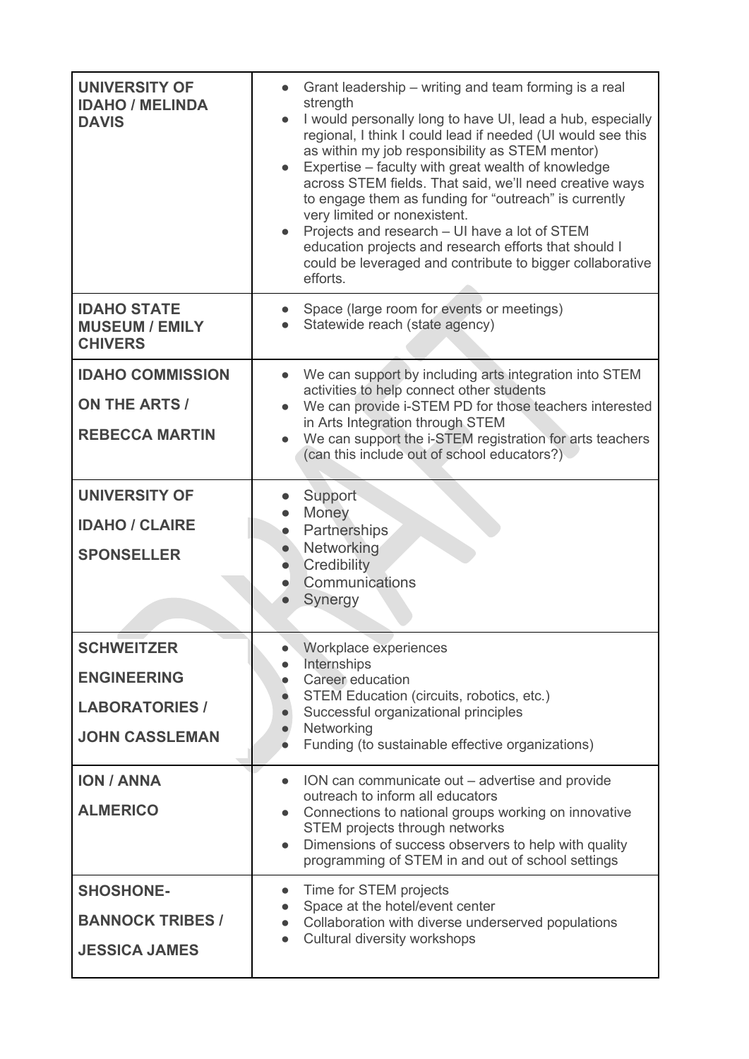| | |
|---|---|
| **UNIVERSITY OF IDAHO / MELINDA DAVIS** | • Grant leadership – writing and team forming is a real strength<br>• I would personally long to have UI, lead a hub, especially regional, I think I could lead if needed (UI would see this as within my job responsibility as STEM mentor)<br>• Expertise – faculty with great wealth of knowledge across STEM fields. That said, we'll need creative ways to engage them as funding for "outreach" is currently very limited or nonexistent.<br>• Projects and research – UI have a lot of STEM education projects and research efforts that should I could be leveraged and contribute to bigger collaborative efforts. |
| **IDAHO STATE MUSEUM / EMILY CHIVERS** | • Space (large room for events or meetings)<br>• Statewide reach (state agency) |
| **IDAHO COMMISSION ON THE ARTS / REBECCA MARTIN** | • We can support by including arts integration into STEM activities to help connect other students<br>• We can provide i-STEM PD for those teachers interested in Arts Integration through STEM<br>• We can support the i-STEM registration for arts teachers (can this include out of school educators?) |
| **UNIVERSITY OF IDAHO / CLAIRE SPONSELLER** | • Support<br>• Money<br>• Partnerships<br>• Networking<br>• Credibility<br>• Communications<br>• Synergy |
| **SCHWEITZER ENGINEERING LABORATORIES / JOHN CASSLEMAN** | • Workplace experiences<br>• Internships<br>• Career education<br>• STEM Education (circuits, robotics, etc.)<br>• Successful organizational principles<br>• Networking<br>• Funding (to sustainable effective organizations) |
| **ION / ANNA ALMERICO** | • ION can communicate out – advertise and provide outreach to inform all educators<br>• Connections to national groups working on innovative STEM projects through networks<br>• Dimensions of success observers to help with quality programming of STEM in and out of school settings |
| **SHOSHONE-BANNOCK TRIBES / JESSICA JAMES** | • Time for STEM projects<br>• Space at the hotel/event center<br>• Collaboration with diverse underserved populations<br>• Cultural diversity workshops |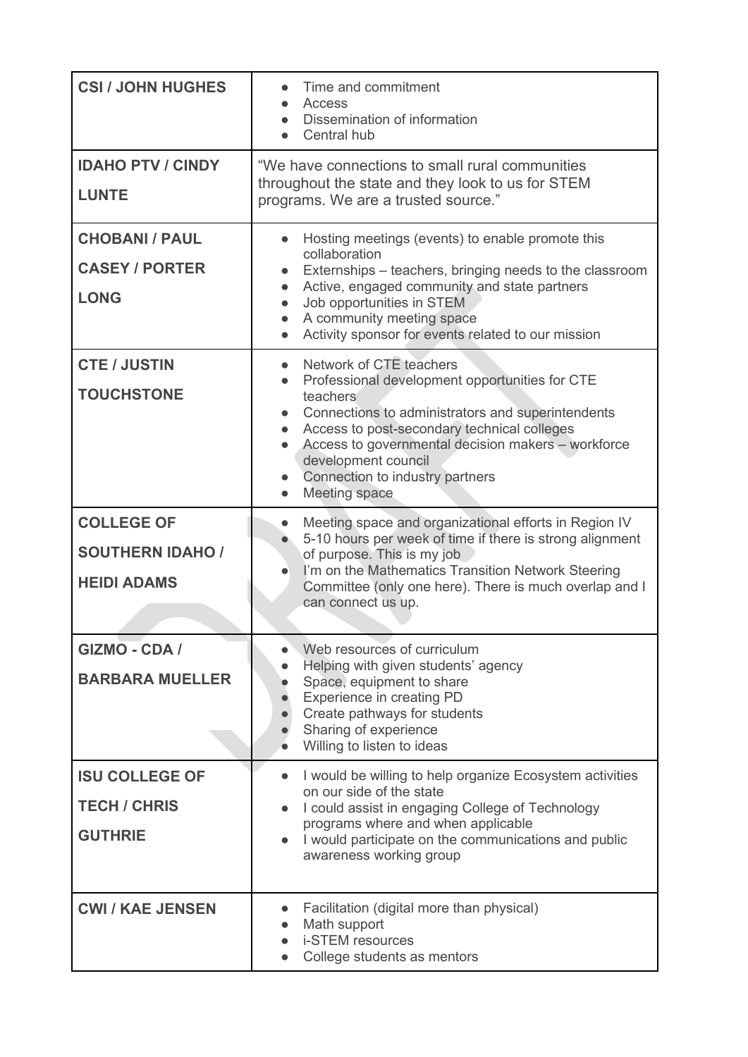| | |
|---|---|
| **CSI / JOHN HUGHES** | • Time and commitment<br>• Access<br>• Dissemination of information<br>• Central hub |
| **IDAHO PTV / CINDY LUNTE** | "We have connections to small rural communities throughout the state and they look to us for STEM programs. We are a trusted source." |
| **CHOBANI / PAUL CASEY / PORTER LONG** | • Hosting meetings (events) to enable promote this collaboration<br>• Externships – teachers, bringing needs to the classroom<br>• Active, engaged community and state partners<br>• Job opportunities in STEM<br>• A community meeting space<br>• Activity sponsor for events related to our mission |
| **CTE / JUSTIN TOUCHSTONE** | • Network of CTE teachers<br>• Professional development opportunities for CTE teachers<br>• Connections to administrators and superintendents<br>• Access to post-secondary technical colleges<br>• Access to governmental decision makers – workforce development council<br>• Connection to industry partners<br>• Meeting space |
| **COLLEGE OF SOUTHERN IDAHO / HEIDI ADAMS** | • Meeting space and organizational efforts in Region IV<br>• 5-10 hours per week of time if there is strong alignment of purpose. This is my job<br>• I'm on the Mathematics Transition Network Steering Committee (only one here). There is much overlap and I can connect us up. |
| **GIZMO - CDA / BARBARA MUELLER** | • Web resources of curriculum<br>• Helping with given students' agency<br>• Space, equipment to share<br>• Experience in creating PD<br>• Create pathways for students<br>• Sharing of experience<br>• Willing to listen to ideas |
| **ISU COLLEGE OF TECH / CHRIS GUTHRIE** | • I would be willing to help organize Ecosystem activities on our side of the state<br>• I could assist in engaging College of Technology programs where and when applicable<br>• I would participate on the communications and public awareness working group |
| **CWI / KAE JENSEN** | • Facilitation (digital more than physical)<br>• Math support<br>• i-STEM resources<br>• College students as mentors |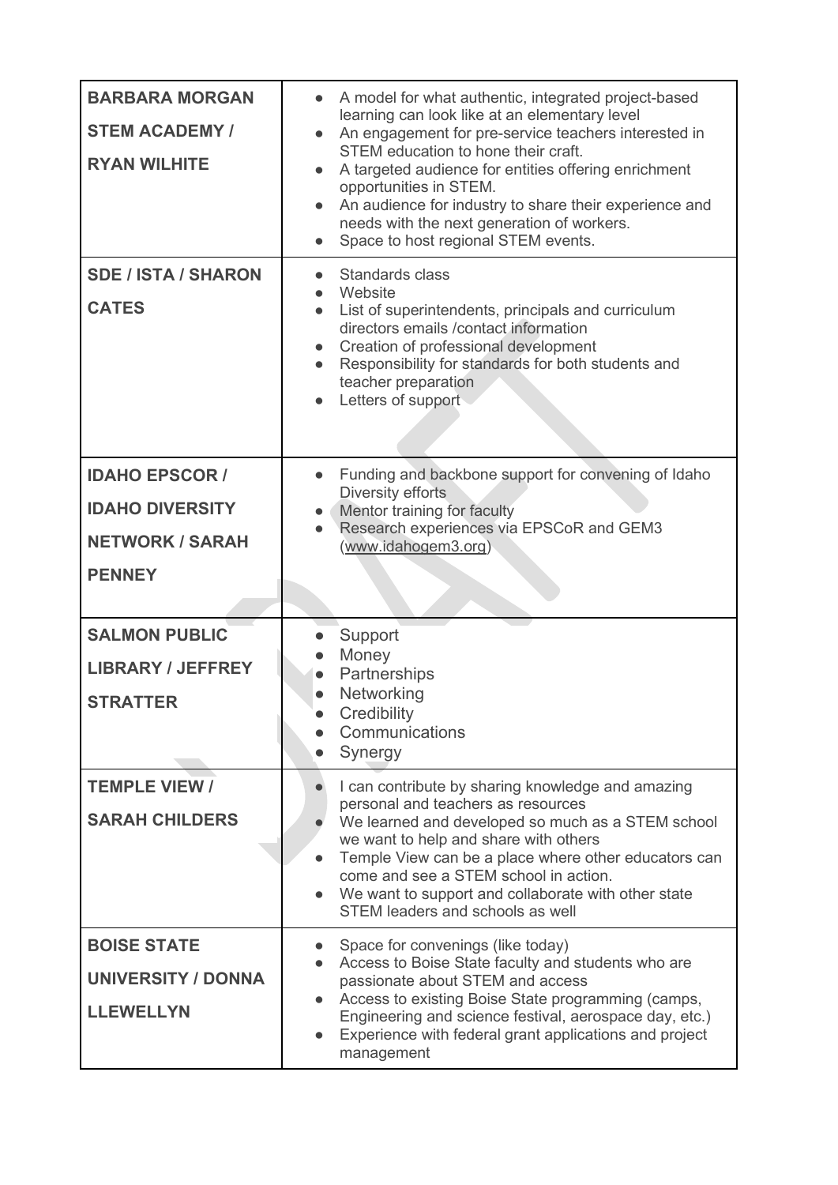| | |
|---|---|
| **BARBARA MORGAN STEM ACADEMY / RYAN WILHITE** | • A model for what authentic, integrated project-based learning can look like at an elementary level<br>• An engagement for pre-service teachers interested in STEM education to hone their craft.<br>• A targeted audience for entities offering enrichment opportunities in STEM.<br>• An audience for industry to share their experience and needs with the next generation of workers.<br>• Space to host regional STEM events. |
| **SDE / ISTA / SHARON CATES** | • Standards class<br>• Website<br>• List of superintendents, principals and curriculum directors emails /contact information<br>• Creation of professional development<br>• Responsibility for standards for both students and teacher preparation<br>• Letters of support |
| **IDAHO EPSCOR / IDAHO DIVERSITY NETWORK / SARAH PENNEY** | • Funding and backbone support for convening of Idaho Diversity efforts<br>• Mentor training for faculty<br>• Research experiences via EPSCoR and GEM3 (www.idahogem3.org) |
| **SALMON PUBLIC LIBRARY / JEFFREY STRATTER** | • Support<br>• Money<br>• Partnerships<br>• Networking<br>• Credibility<br>• Communications<br>• Synergy |
| **TEMPLE VIEW / SARAH CHILDERS** | • I can contribute by sharing knowledge and amazing personal and teachers as resources<br>• We learned and developed so much as a STEM school we want to help and share with others<br>• Temple View can be a place where other educators can come and see a STEM school in action.<br>• We want to support and collaborate with other state STEM leaders and schools as well |
| **BOISE STATE UNIVERSITY / DONNA LLEWELLYN** | • Space for convenings (like today)<br>• Access to Boise State faculty and students who are passionate about STEM and access<br>• Access to existing Boise State programming (camps, Engineering and science festival, aerospace day, etc.)<br>• Experience with federal grant applications and project management |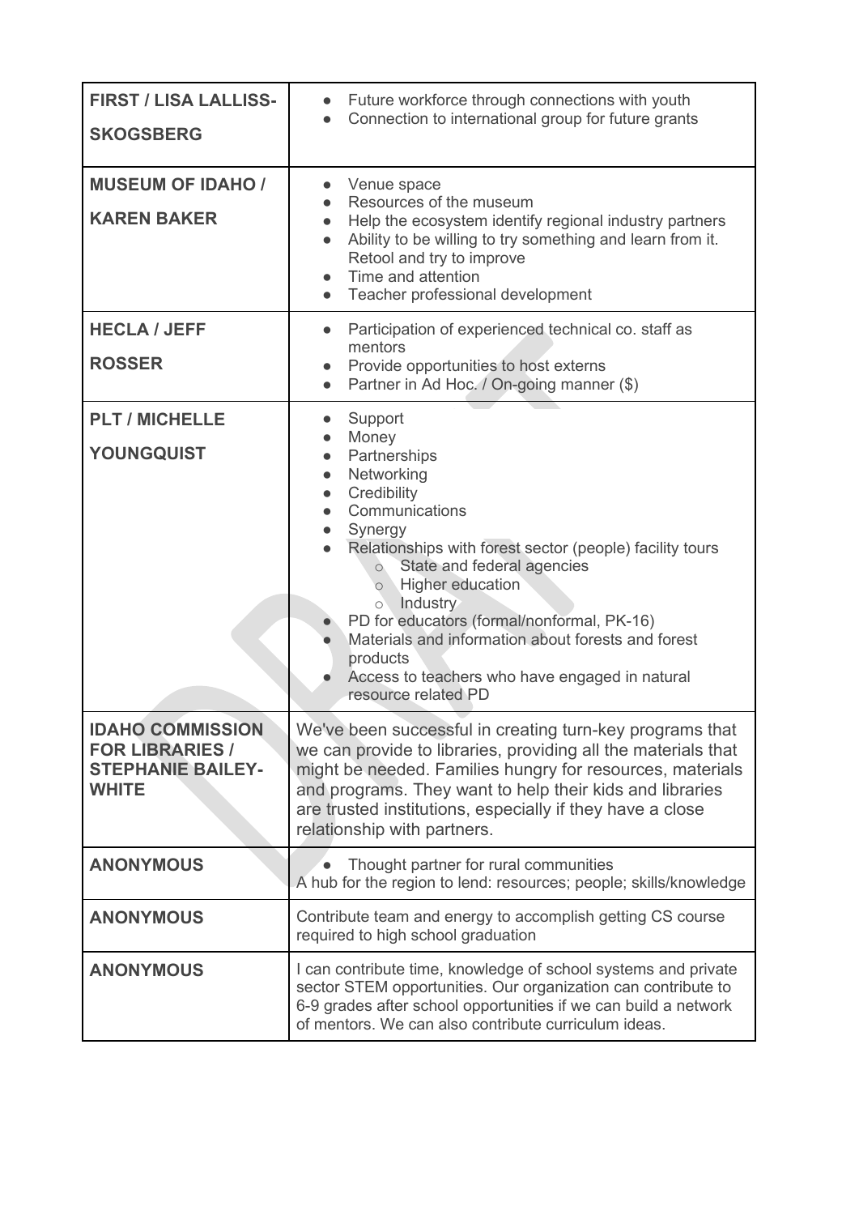| | |
|---|---|
| **FIRST / LISA LALLISS-SKOGSBERG** | • Future workforce through connections with youth<br>• Connection to international group for future grants |
| **MUSEUM OF IDAHO / KAREN BAKER** | • Venue space<br>• Resources of the museum<br>• Help the ecosystem identify regional industry partners<br>• Ability to be willing to try something and learn from it. Retool and try to improve<br>• Time and attention<br>• Teacher professional development |
| **HECLA / JEFF ROSSER** | • Participation of experienced technical co. staff as mentors<br>• Provide opportunities to host externs<br>• Partner in Ad Hoc. / On-going manner ($) |
| **PLT / MICHELLE YOUNGQUIST** | • Support<br>• Money<br>• Partnerships<br>• Networking<br>• Credibility<br>• Communications<br>• Synergy<br>• Relationships with forest sector (people) facility tours<br>&nbsp;&nbsp;&nbsp;&nbsp;○ State and federal agencies<br>&nbsp;&nbsp;&nbsp;&nbsp;○ Higher education<br>&nbsp;&nbsp;&nbsp;&nbsp;○ Industry<br>• PD for educators (formal/nonformal, PK-16)<br>• Materials and information about forests and forest products<br>• Access to teachers who have engaged in natural resource related PD |
| **IDAHO COMMISSION FOR LIBRARIES / STEPHANIE BAILEY-WHITE** | We've been successful in creating turn-key programs that we can provide to libraries, providing all the materials that might be needed. Families hungry for resources, materials and programs. They want to help their kids and libraries are trusted institutions, especially if they have a close relationship with partners. |
| **ANONYMOUS** | • Thought partner for rural communities<br>A hub for the region to lend: resources; people; skills/knowledge |
| **ANONYMOUS** | Contribute team and energy to accomplish getting CS course required to high school graduation |
| **ANONYMOUS** | I can contribute time, knowledge of school systems and private sector STEM opportunities. Our organization can contribute to 6-9 grades after school opportunities if we can build a network of mentors. We can also contribute curriculum ideas. |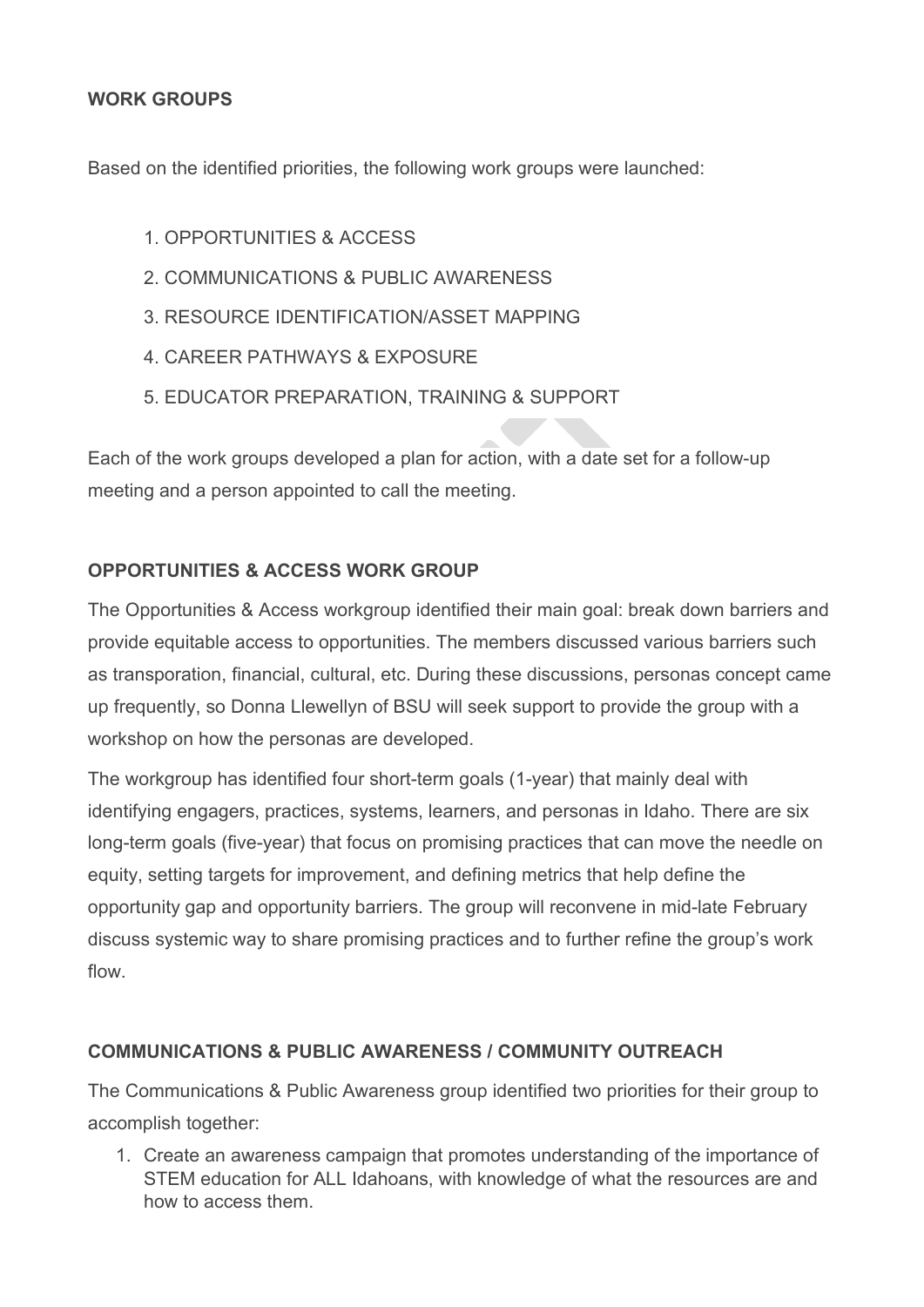### WORK GROUPS

Based on the identified priorities, the following work groups were launched:

1. OPPORTUNITIES & ACCESS
2. COMMUNICATIONS & PUBLIC AWARENESS
3. RESOURCE IDENTIFICATION/ASSET MAPPING
4. CAREER PATHWAYS & EXPOSURE
5. EDUCATOR PREPARATION, TRAINING & SUPPORT

Each of the work groups developed a plan for action, with a date set for a follow-up meeting and a person appointed to call the meeting.

### OPPORTUNITIES & ACCESS WORK GROUP

The Opportunities & Access workgroup identified their main goal: break down barriers and provide equitable access to opportunities. The members discussed various barriers such as transporation, financial, cultural, etc. During these discussions, personas concept came up frequently, so Donna Llewellyn of BSU will seek support to provide the group with a workshop on how the personas are developed.

The workgroup has identified four short-term goals (1-year) that mainly deal with identifying engagers, practices, systems, learners, and personas in Idaho. There are six long-term goals (five-year) that focus on promising practices that can move the needle on equity, setting targets for improvement, and defining metrics that help define the opportunity gap and opportunity barriers. The group will reconvene in mid-late February discuss systemic way to share promising practices and to further refine the group's work flow.

### COMMUNICATIONS & PUBLIC AWARENESS / COMMUNITY OUTREACH

The Communications & Public Awareness group identified two priorities for their group to accomplish together:

1. Create an awareness campaign that promotes understanding of the importance of STEM education for ALL Idahoans, with knowledge of what the resources are and how to access them.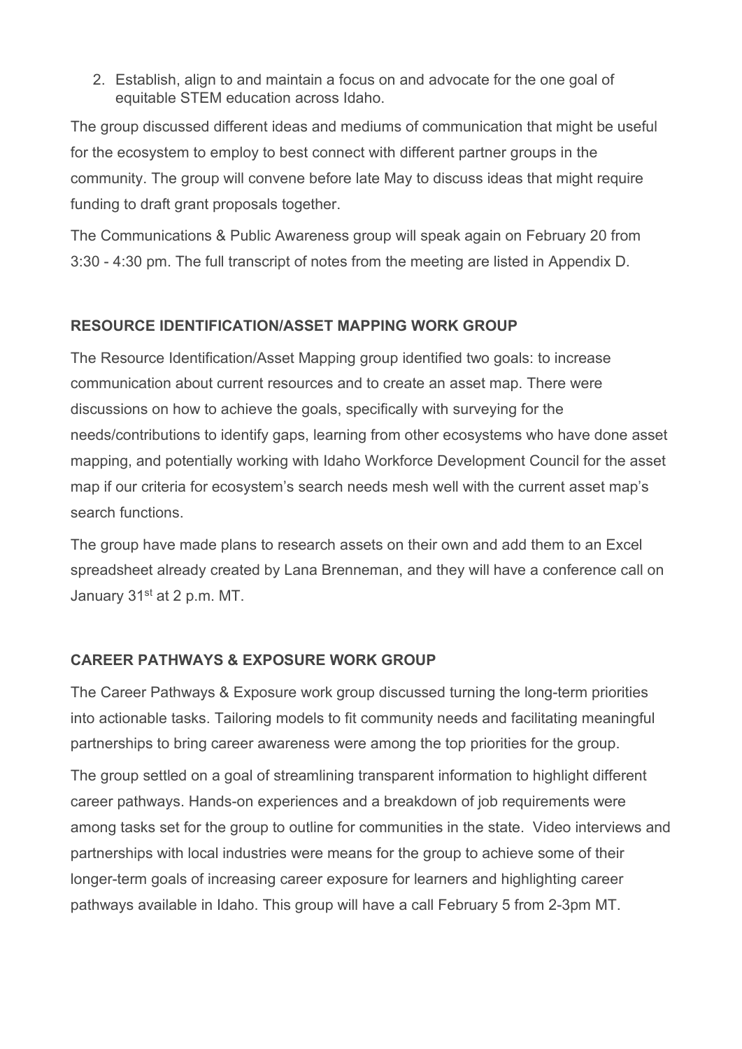2. Establish, align to and maintain a focus on and advocate for the one goal of equitable STEM education across Idaho.

The group discussed different ideas and mediums of communication that might be useful for the ecosystem to employ to best connect with different partner groups in the community. The group will convene before late May to discuss ideas that might require funding to draft grant proposals together.

The Communications & Public Awareness group will speak again on February 20 from 3:30 - 4:30 pm. The full transcript of notes from the meeting are listed in Appendix D.

## RESOURCE IDENTIFICATION/ASSET MAPPING WORK GROUP

The Resource Identification/Asset Mapping group identified two goals: to increase communication about current resources and to create an asset map. There were discussions on how to achieve the goals, specifically with surveying for the needs/contributions to identify gaps, learning from other ecosystems who have done asset mapping, and potentially working with Idaho Workforce Development Council for the asset map if our criteria for ecosystem's search needs mesh well with the current asset map's search functions.

The group have made plans to research assets on their own and add them to an Excel spreadsheet already created by Lana Brenneman, and they will have a conference call on January 31st at 2 p.m. MT.

## CAREER PATHWAYS & EXPOSURE WORK GROUP

The Career Pathways & Exposure work group discussed turning the long-term priorities into actionable tasks. Tailoring models to fit community needs and facilitating meaningful partnerships to bring career awareness were among the top priorities for the group.

The group settled on a goal of streamlining transparent information to highlight different career pathways. Hands-on experiences and a breakdown of job requirements were among tasks set for the group to outline for communities in the state. Video interviews and partnerships with local industries were means for the group to achieve some of their longer-term goals of increasing career exposure for learners and highlighting career pathways available in Idaho. This group will have a call February 5 from 2-3pm MT.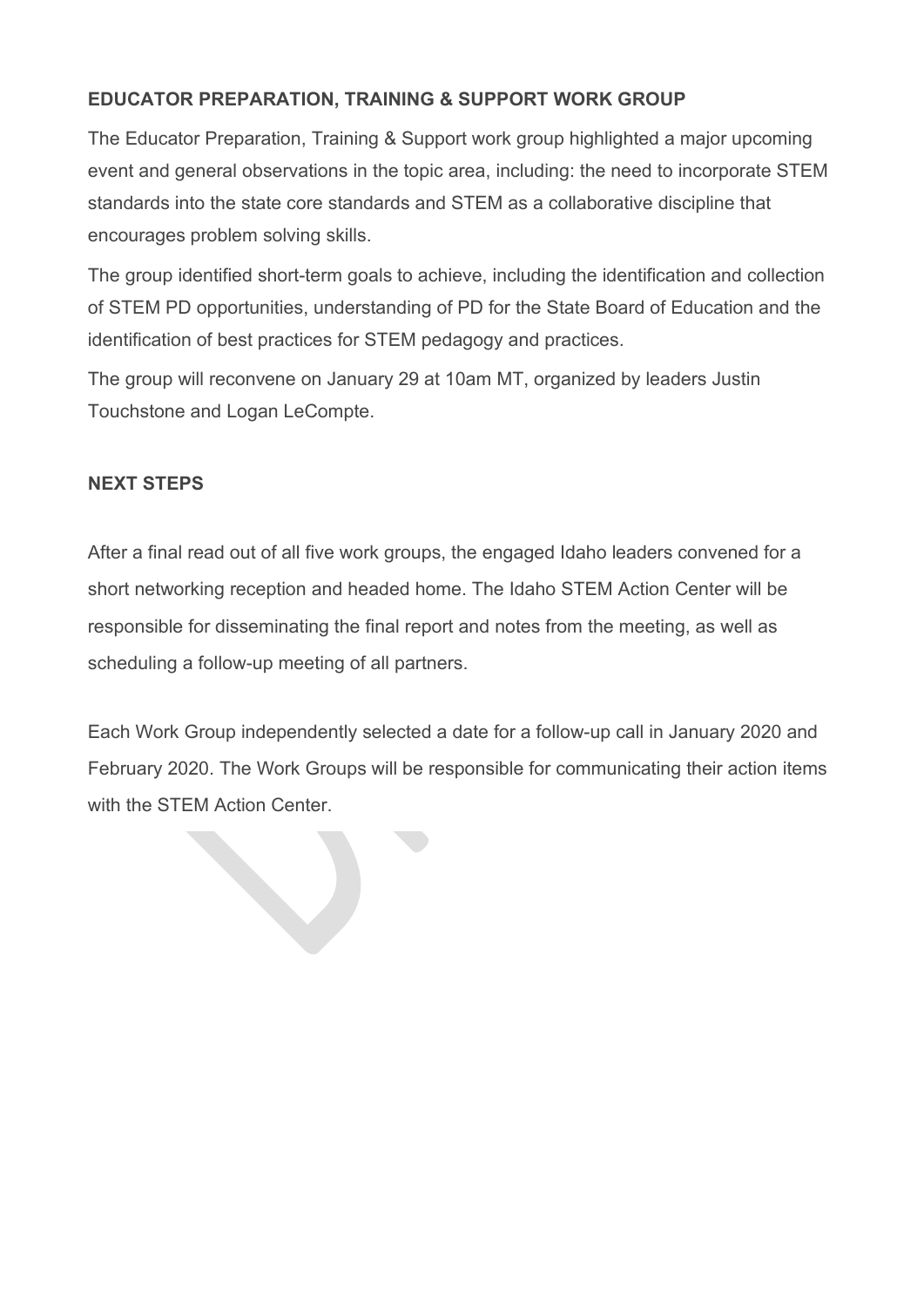**EDUCATOR PREPARATION, TRAINING & SUPPORT WORK GROUP**

The Educator Preparation, Training & Support work group highlighted a major upcoming event and general observations in the topic area, including: the need to incorporate STEM standards into the state core standards and STEM as a collaborative discipline that encourages problem solving skills.

The group identified short-term goals to achieve, including the identification and collection of STEM PD opportunities, understanding of PD for the State Board of Education and the identification of best practices for STEM pedagogy and practices.

The group will reconvene on January 29 at 10am MT, organized by leaders Justin Touchstone and Logan LeCompte.

**NEXT STEPS**

After a final read out of all five work groups, the engaged Idaho leaders convened for a short networking reception and headed home. The Idaho STEM Action Center will be responsible for disseminating the final report and notes from the meeting, as well as scheduling a follow-up meeting of all partners.

Each Work Group independently selected a date for a follow-up call in January 2020 and February 2020. The Work Groups will be responsible for communicating their action items with the STEM Action Center.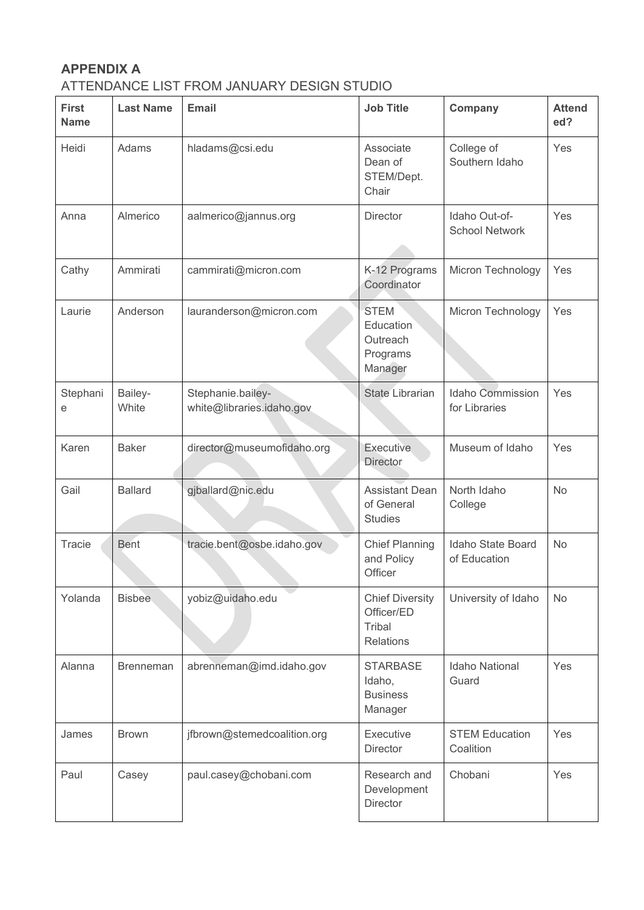**APPENDIX A**

ATTENDANCE LIST FROM JANUARY DESIGN STUDIO

| First Name | Last Name | Email | Job Title | Company | Attended? |
|---|---|---|---|---|---|
| Heidi | Adams | hladams@csi.edu | Associate Dean of STEM/Dept. Chair | College of Southern Idaho | Yes |
| Anna | Almerico | aalmerico@jannus.org | Director | Idaho Out-of-School Network | Yes |
| Cathy | Ammirati | cammirati@micron.com | K-12 Programs Coordinator | Micron Technology | Yes |
| Laurie | Anderson | lauranderson@micron.com | STEM Education Outreach Programs Manager | Micron Technology | Yes |
| Stephanie | Bailey-White | Stephanie.bailey-white@libraries.idaho.gov | State Librarian | Idaho Commission for Libraries | Yes |
| Karen | Baker | director@museumofidaho.org | Executive Director | Museum of Idaho | Yes |
| Gail | Ballard | gjballard@nic.edu | Assistant Dean of General Studies | North Idaho College | No |
| Tracie | Bent | tracie.bent@osbe.idaho.gov | Chief Planning and Policy Officer | Idaho State Board of Education | No |
| Yolanda | Bisbee | yobiz@uidaho.edu | Chief Diversity Officer/ED Tribal Relations | University of Idaho | No |
| Alanna | Brenneman | abrenneman@imd.idaho.gov | STARBASE Idaho, Business Manager | Idaho National Guard | Yes |
| James | Brown | jfbrown@stemedcoalition.org | Executive Director | STEM Education Coalition | Yes |
| Paul | Casey | paul.casey@chobani.com | Research and Development Director | Chobani | Yes |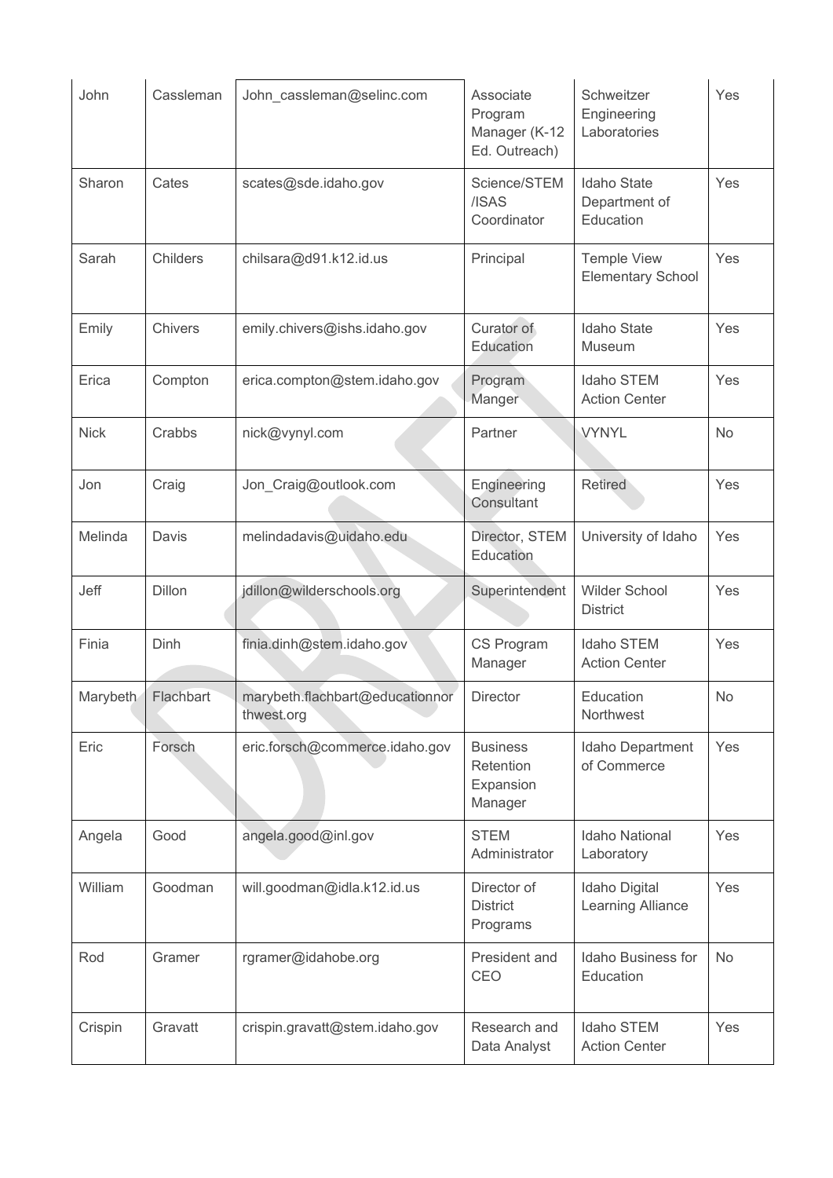| John | Cassleman | John_cassleman@selinc.com | Associate Program Manager (K-12 Ed. Outreach) | Schweitzer Engineering Laboratories | Yes |
|---|---|---|---|---|---|
| Sharon | Cates | scates@sde.idaho.gov | Science/STEM /ISAS Coordinator | Idaho State Department of Education | Yes |
| Sarah | Childers | chilsara@d91.k12.id.us | Principal | Temple View Elementary School | Yes |
| Emily | Chivers | emily.chivers@ishs.idaho.gov | Curator of Education | Idaho State Museum | Yes |
| Erica | Compton | erica.compton@stem.idaho.gov | Program Manger | Idaho STEM Action Center | Yes |
| Nick | Crabbs | nick@vynyl.com | Partner | VYNYL | No |
| Jon | Craig | Jon_Craig@outlook.com | Engineering Consultant | Retired | Yes |
| Melinda | Davis | melindadavis@uidaho.edu | Director, STEM Education | University of Idaho | Yes |
| Jeff | Dillon | jdillon@wilderschools.org | Superintendent | Wilder School District | Yes |
| Finia | Dinh | finia.dinh@stem.idaho.gov | CS Program Manager | Idaho STEM Action Center | Yes |
| Marybeth | Flachbart | marybeth.flachbart@educationnorthwest.org | Director | Education Northwest | No |
| Eric | Forsch | eric.forsch@commerce.idaho.gov | Business Retention Expansion Manager | Idaho Department of Commerce | Yes |
| Angela | Good | angela.good@inl.gov | STEM Administrator | Idaho National Laboratory | Yes |
| William | Goodman | will.goodman@idla.k12.id.us | Director of District Programs | Idaho Digital Learning Alliance | Yes |
| Rod | Gramer | rgramer@idahobe.org | President and CEO | Idaho Business for Education | No |
| Crispin | Gravatt | crispin.gravatt@stem.idaho.gov | Research and Data Analyst | Idaho STEM Action Center | Yes |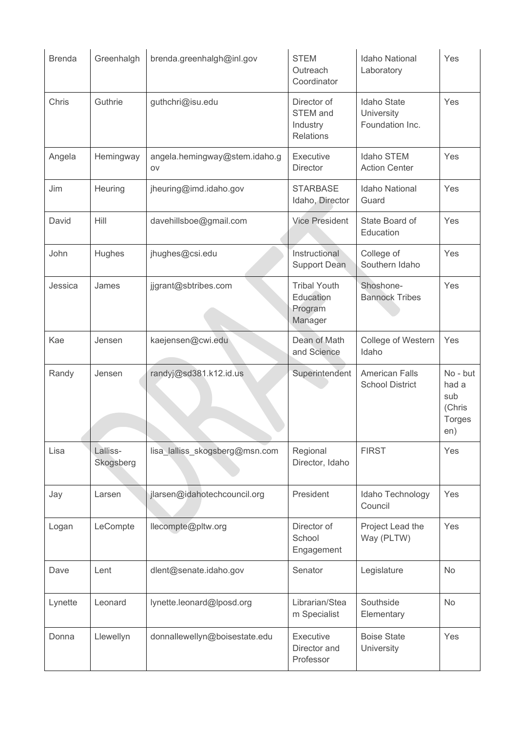| Brenda | Greenhalgh | brenda.greenhalgh@inl.gov | STEM Outreach Coordinator | Idaho National Laboratory | Yes |
|---|---|---|---|---|---|
| Chris | Guthrie | guthchri@isu.edu | Director of STEM and Industry Relations | Idaho State University Foundation Inc. | Yes |
| Angela | Hemingway | angela.hemingway@stem.idaho.gov | Executive Director | Idaho STEM Action Center | Yes |
| Jim | Heuring | jheuring@imd.idaho.gov | STARBASE Idaho, Director | Idaho National Guard | Yes |
| David | Hill | davehillsboe@gmail.com | Vice President | State Board of Education | Yes |
| John | Hughes | jhughes@csi.edu | Instructional Support Dean | College of Southern Idaho | Yes |
| Jessica | James | jjgrant@sbtribes.com | Tribal Youth Education Program Manager | Shoshone-Bannock Tribes | Yes |
| Kae | Jensen | kaejensen@cwi.edu | Dean of Math and Science | College of Western Idaho | Yes |
| Randy | Jensen | randyj@sd381.k12.id.us | Superintendent | American Falls School District | No - but had a sub (Chris Torgesen) |
| Lisa | Lalliss-Skogsberg | lisa_lalliss_skogsberg@msn.com | Regional Director, Idaho | FIRST | Yes |
| Jay | Larsen | jlarsen@idahotechcouncil.org | President | Idaho Technology Council | Yes |
| Logan | LeCompte | llecompte@pltw.org | Director of School Engagement | Project Lead the Way (PLTW) | Yes |
| Dave | Lent | dlent@senate.idaho.gov | Senator | Legislature | No |
| Lynette | Leonard | lynette.leonard@lposd.org | Librarian/Steam Specialist | Southside Elementary | No |
| Donna | Llewellyn | donnallewellyn@boisestate.edu | Executive Director and Professor | Boise State University | Yes |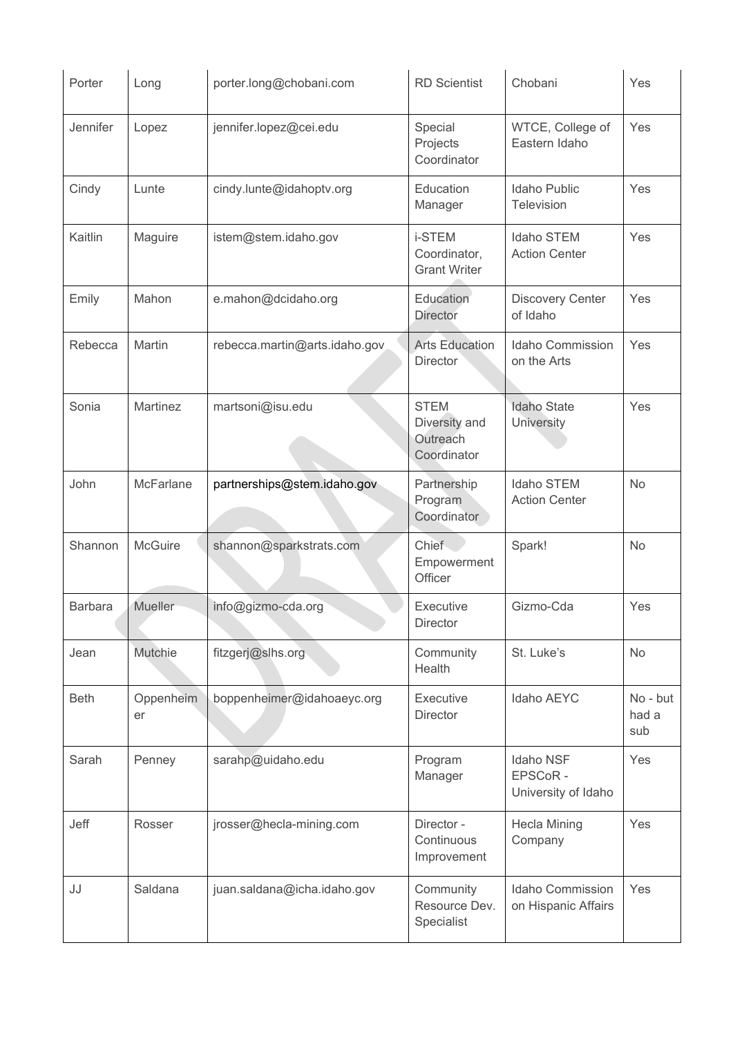| Porter | Long | porter.long@chobani.com | RD Scientist | Chobani | Yes |
|---|---|---|---|---|---|
| Jennifer | Lopez | jennifer.lopez@cei.edu | Special Projects Coordinator | WTCE, College of Eastern Idaho | Yes |
| Cindy | Lunte | cindy.lunte@idahoptv.org | Education Manager | Idaho Public Television | Yes |
| Kaitlin | Maguire | istem@stem.idaho.gov | i-STEM Coordinator, Grant Writer | Idaho STEM Action Center | Yes |
| Emily | Mahon | e.mahon@dcidaho.org | Education Director | Discovery Center of Idaho | Yes |
| Rebecca | Martin | rebecca.martin@arts.idaho.gov | Arts Education Director | Idaho Commission on the Arts | Yes |
| Sonia | Martinez | martsoni@isu.edu | STEM Diversity and Outreach Coordinator | Idaho State University | Yes |
| John | McFarlane | partnerships@stem.idaho.gov | Partnership Program Coordinator | Idaho STEM Action Center | No |
| Shannon | McGuire | shannon@sparkstrats.com | Chief Empowerment Officer | Spark! | No |
| Barbara | Mueller | info@gizmo-cda.org | Executive Director | Gizmo-Cda | Yes |
| Jean | Mutchie | fitzgerj@slhs.org | Community Health | St. Luke's | No |
| Beth | Oppenheimer | boppenheimer@idahoaeyc.org | Executive Director | Idaho AEYC | No - but had a sub |
| Sarah | Penney | sarahp@uidaho.edu | Program Manager | Idaho NSF EPSCoR - University of Idaho | Yes |
| Jeff | Rosser | jrosser@hecla-mining.com | Director - Continuous Improvement | Hecla Mining Company | Yes |
| JJ | Saldana | juan.saldana@icha.idaho.gov | Community Resource Dev. Specialist | Idaho Commission on Hispanic Affairs | Yes |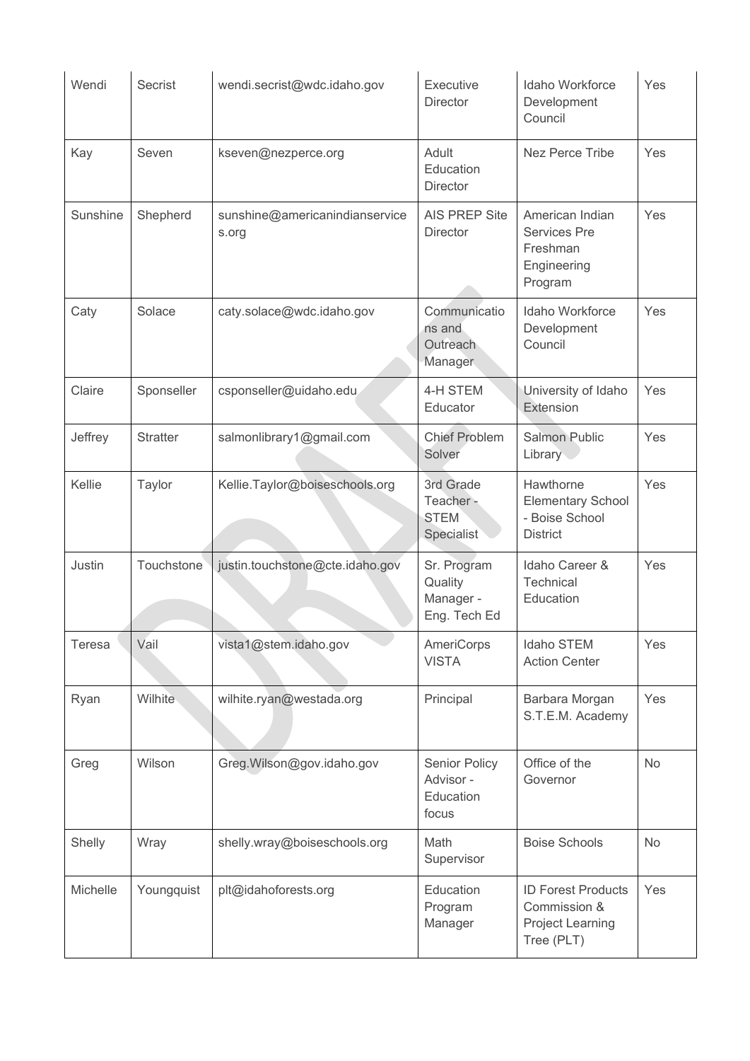| | | | | | |
|---|---|---|---|---|---|
| Wendi | Secrist | wendi.secrist@wdc.idaho.gov | Executive Director | Idaho Workforce Development Council | Yes |
| Kay | Seven | kseven@nezperce.org | Adult Education Director | Nez Perce Tribe | Yes |
| Sunshine | Shepherd | sunshine@americanindianservices.org | AIS PREP Site Director | American Indian Services Pre Freshman Engineering Program | Yes |
| Caty | Solace | caty.solace@wdc.idaho.gov | Communications and Outreach Manager | Idaho Workforce Development Council | Yes |
| Claire | Sponseller | csponseller@uidaho.edu | 4-H STEM Educator | University of Idaho Extension | Yes |
| Jeffrey | Stratter | salmonlibrary1@gmail.com | Chief Problem Solver | Salmon Public Library | Yes |
| Kellie | Taylor | Kellie.Taylor@boiseschools.org | 3rd Grade Teacher - STEM Specialist | Hawthorne Elementary School - Boise School District | Yes |
| Justin | Touchstone | justin.touchstone@cte.idaho.gov | Sr. Program Quality Manager - Eng. Tech Ed | Idaho Career & Technical Education | Yes |
| Teresa | Vail | vista1@stem.idaho.gov | AmeriCorps VISTA | Idaho STEM Action Center | Yes |
| Ryan | Wilhite | wilhite.ryan@westada.org | Principal | Barbara Morgan S.T.E.M. Academy | Yes |
| Greg | Wilson | Greg.Wilson@gov.idaho.gov | Senior Policy Advisor - Education focus | Office of the Governor | No |
| Shelly | Wray | shelly.wray@boiseschools.org | Math Supervisor | Boise Schools | No |
| Michelle | Youngquist | plt@idahoforests.org | Education Program Manager | ID Forest Products Commission & Project Learning Tree (PLT) | Yes |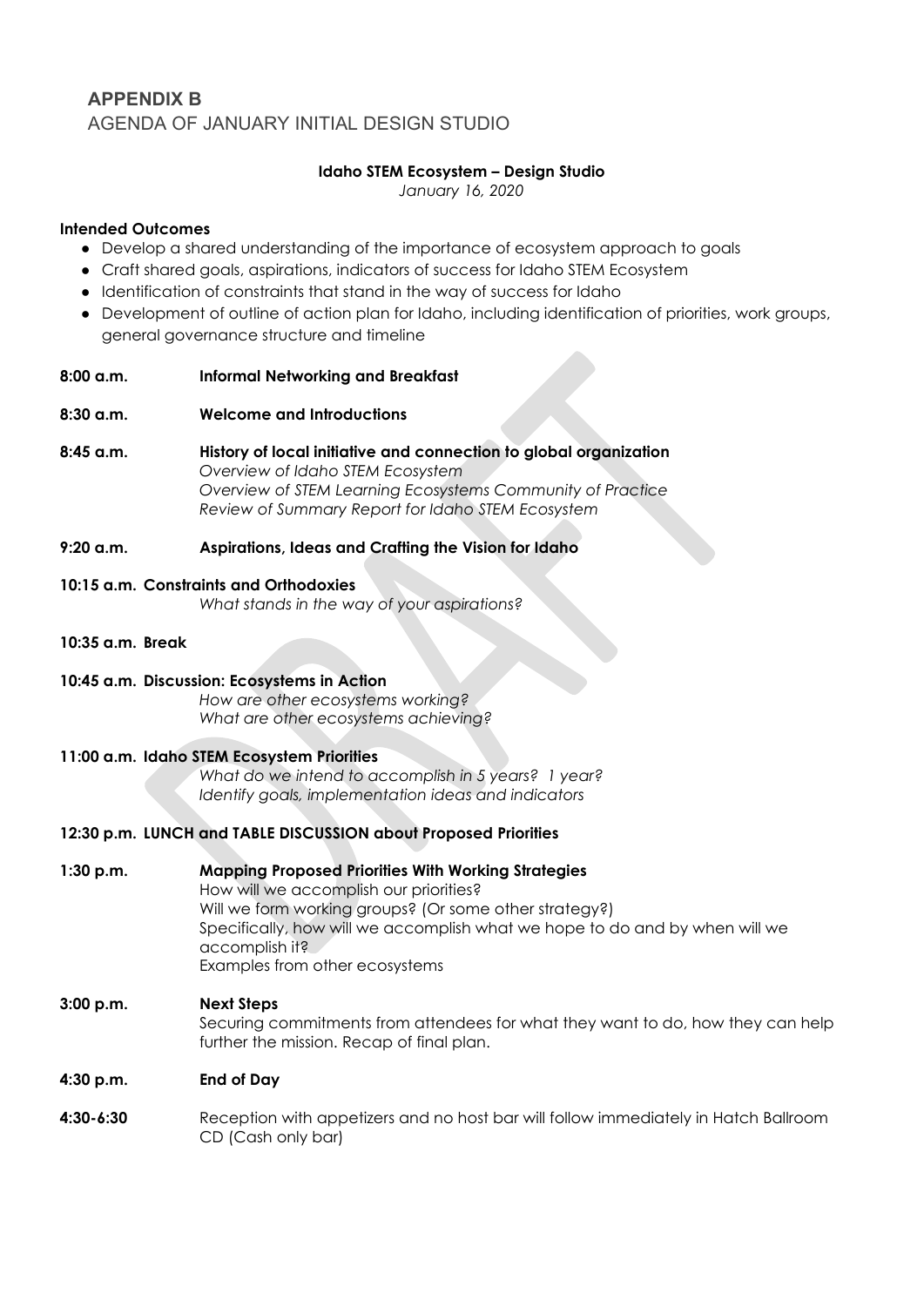# APPENDIX B

## AGENDA OF JANUARY INITIAL DESIGN STUDIO

**Idaho STEM Ecosystem – Design Studio**

*January 16, 2020*

**Intended Outcomes**

- Develop a shared understanding of the importance of ecosystem approach to goals
- Craft shared goals, aspirations, indicators of success for Idaho STEM Ecosystem
- Identification of constraints that stand in the way of success for Idaho
- Development of outline of action plan for Idaho, including identification of priorities, work groups, general governance structure and timeline

**8:00 a.m. Informal Networking and Breakfast**

**8:30 a.m. Welcome and Introductions**

**8:45 a.m. History of local initiative and connection to global organization**
*Overview of Idaho STEM Ecosystem*
*Overview of STEM Learning Ecosystems Community of Practice*
*Review of Summary Report for Idaho STEM Ecosystem*

**9:20 a.m. Aspirations, Ideas and Crafting the Vision for Idaho**

**10:15 a.m. Constraints and Orthodoxies**
*What stands in the way of your aspirations?*

**10:35 a.m. Break**

**10:45 a.m. Discussion: Ecosystems in Action**
*How are other ecosystems working?*
*What are other ecosystems achieving?*

**11:00 a.m. Idaho STEM Ecosystem Priorities**
*What do we intend to accomplish in 5 years? 1 year?*
*Identify goals, implementation ideas and indicators*

**12:30 p.m. LUNCH and TABLE DISCUSSION about Proposed Priorities**

**1:30 p.m. Mapping Proposed Priorities With Working Strategies**
How will we accomplish our priorities?
Will we form working groups? (Or some other strategy?)
Specifically, how will we accomplish what we hope to do and by when will we accomplish it?
Examples from other ecosystems

**3:00 p.m. Next Steps**
Securing commitments from attendees for what they want to do, how they can help further the mission. Recap of final plan.

**4:30 p.m. End of Day**

**4:30-6:30** Reception with appetizers and no host bar will follow immediately in Hatch Ballroom CD (Cash only bar)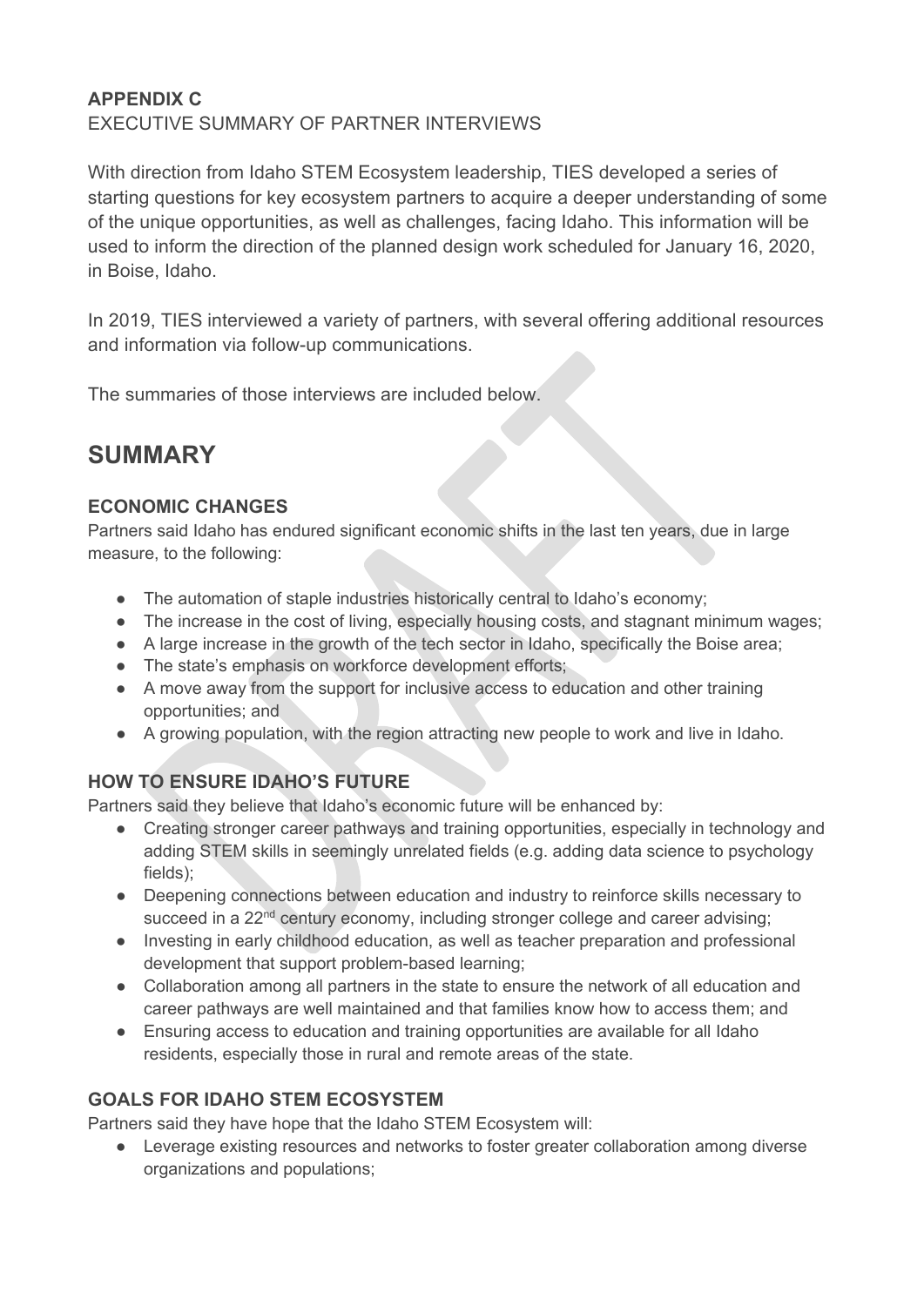**APPENDIX C**
EXECUTIVE SUMMARY OF PARTNER INTERVIEWS

With direction from Idaho STEM Ecosystem leadership, TIES developed a series of starting questions for key ecosystem partners to acquire a deeper understanding of some of the unique opportunities, as well as challenges, facing Idaho. This information will be used to inform the direction of the planned design work scheduled for January 16, 2020, in Boise, Idaho.

In 2019, TIES interviewed a variety of partners, with several offering additional resources and information via follow-up communications.

The summaries of those interviews are included below.

# SUMMARY

### ECONOMIC CHANGES

Partners said Idaho has endured significant economic shifts in the last ten years, due in large measure, to the following:

- The automation of staple industries historically central to Idaho's economy;
- The increase in the cost of living, especially housing costs, and stagnant minimum wages;
- A large increase in the growth of the tech sector in Idaho, specifically the Boise area;
- The state's emphasis on workforce development efforts;
- A move away from the support for inclusive access to education and other training opportunities; and
- A growing population, with the region attracting new people to work and live in Idaho.

### HOW TO ENSURE IDAHO'S FUTURE

Partners said they believe that Idaho's economic future will be enhanced by:

- Creating stronger career pathways and training opportunities, especially in technology and adding STEM skills in seemingly unrelated fields (e.g. adding data science to psychology fields);
- Deepening connections between education and industry to reinforce skills necessary to succeed in a 22nd century economy, including stronger college and career advising;
- Investing in early childhood education, as well as teacher preparation and professional development that support problem-based learning;
- Collaboration among all partners in the state to ensure the network of all education and career pathways are well maintained and that families know how to access them; and
- Ensuring access to education and training opportunities are available for all Idaho residents, especially those in rural and remote areas of the state.

### GOALS FOR IDAHO STEM ECOSYSTEM

Partners said they have hope that the Idaho STEM Ecosystem will:

- Leverage existing resources and networks to foster greater collaboration among diverse organizations and populations;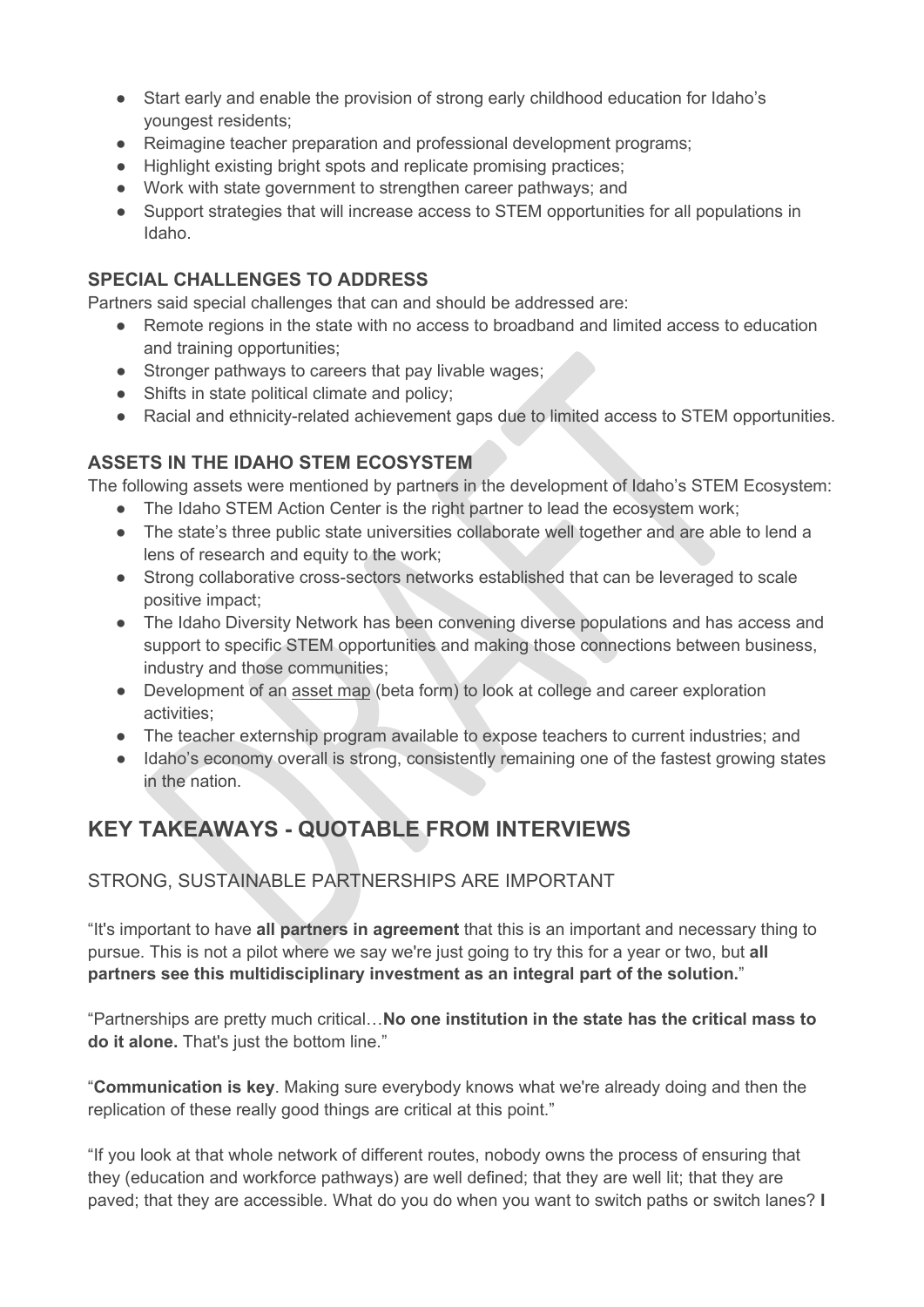- Start early and enable the provision of strong early childhood education for Idaho's youngest residents;
- Reimagine teacher preparation and professional development programs;
- Highlight existing bright spots and replicate promising practices;
- Work with state government to strengthen career pathways; and
- Support strategies that will increase access to STEM opportunities for all populations in Idaho.

### SPECIAL CHALLENGES TO ADDRESS

Partners said special challenges that can and should be addressed are:

- Remote regions in the state with no access to broadband and limited access to education and training opportunities;
- Stronger pathways to careers that pay livable wages;
- Shifts in state political climate and policy;
- Racial and ethnicity-related achievement gaps due to limited access to STEM opportunities.

### ASSETS IN THE IDAHO STEM ECOSYSTEM

The following assets were mentioned by partners in the development of Idaho's STEM Ecosystem:

- The Idaho STEM Action Center is the right partner to lead the ecosystem work;
- The state's three public state universities collaborate well together and are able to lend a lens of research and equity to the work;
- Strong collaborative cross-sectors networks established that can be leveraged to scale positive impact;
- The Idaho Diversity Network has been convening diverse populations and has access and support to specific STEM opportunities and making those connections between business, industry and those communities;
- Development of an asset map (beta form) to look at college and career exploration activities;
- The teacher externship program available to expose teachers to current industries; and
- Idaho's economy overall is strong, consistently remaining one of the fastest growing states in the nation.

## KEY TAKEAWAYS - QUOTABLE FROM INTERVIEWS

### STRONG, SUSTAINABLE PARTNERSHIPS ARE IMPORTANT

"It's important to have **all partners in agreement** that this is an important and necessary thing to pursue. This is not a pilot where we say we're just going to try this for a year or two, but **all partners see this multidisciplinary investment as an integral part of the solution.**"

"Partnerships are pretty much critical…**No one institution in the state has the critical mass to do it alone.** That's just the bottom line."

"**Communication is key**. Making sure everybody knows what we're already doing and then the replication of these really good things are critical at this point."

"If you look at that whole network of different routes, nobody owns the process of ensuring that they (education and workforce pathways) are well defined; that they are well lit; that they are paved; that they are accessible. What do you do when you want to switch paths or switch lanes? **I**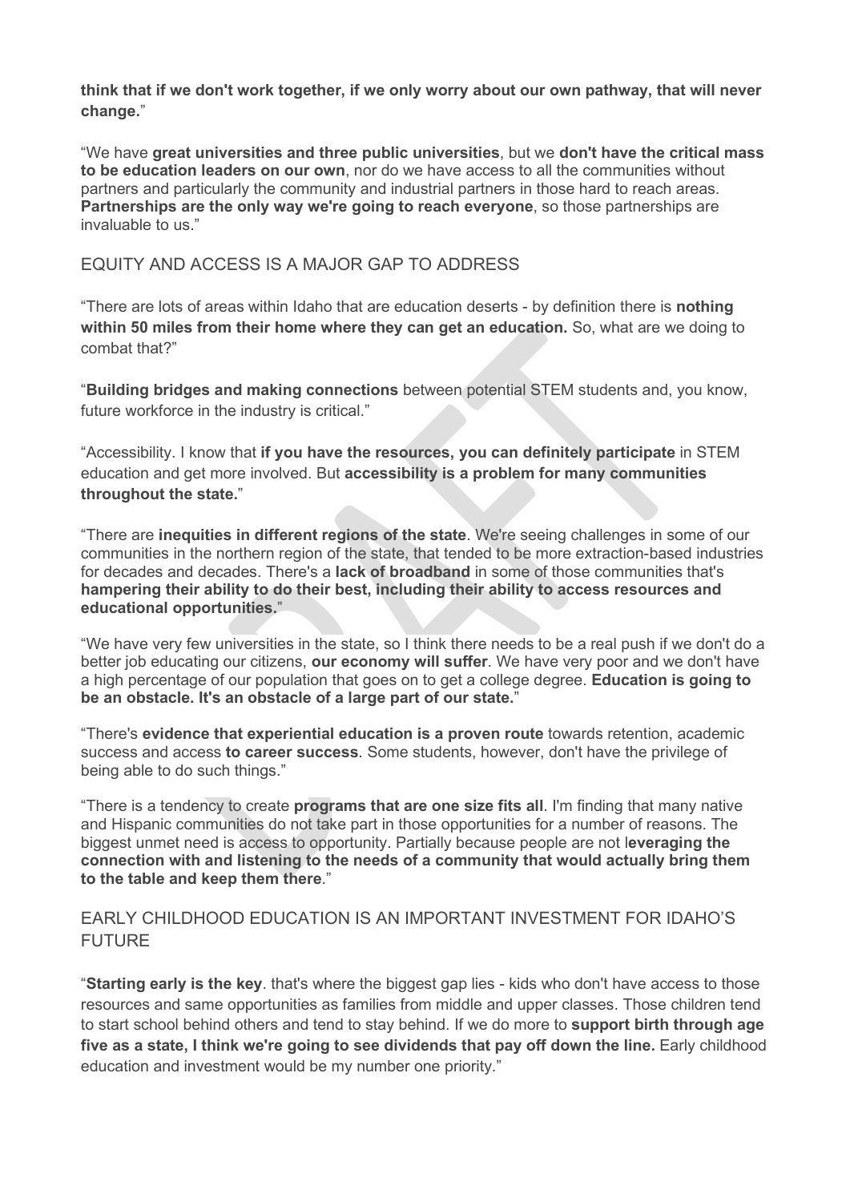**think that if we don't work together, if we only worry about our own pathway, that will never change.**"

"We have **great universities and three public universities**, but we **don't have the critical mass to be education leaders on our own**, nor do we have access to all the communities without partners and particularly the community and industrial partners in those hard to reach areas. **Partnerships are the only way we're going to reach everyone**, so those partnerships are invaluable to us."

## EQUITY AND ACCESS IS A MAJOR GAP TO ADDRESS

"There are lots of areas within Idaho that are education deserts - by definition there is **nothing within 50 miles from their home where they can get an education.** So, what are we doing to combat that?"

"**Building bridges and making connections** between potential STEM students and, you know, future workforce in the industry is critical."

"Accessibility. I know that **if you have the resources, you can definitely participate** in STEM education and get more involved. But **accessibility is a problem for many communities throughout the state.**"

"There are **inequities in different regions of the state**. We're seeing challenges in some of our communities in the northern region of the state, that tended to be more extraction-based industries for decades and decades. There's a **lack of broadband** in some of those communities that's **hampering their ability to do their best, including their ability to access resources and educational opportunities.**"

"We have very few universities in the state, so I think there needs to be a real push if we don't do a better job educating our citizens, **our economy will suffer**. We have very poor and we don't have a high percentage of our population that goes on to get a college degree. **Education is going to be an obstacle. It's an obstacle of a large part of our state.**"

"There's **evidence that experiential education is a proven route** towards retention, academic success and access **to career success**. Some students, however, don't have the privilege of being able to do such things."

"There is a tendency to create **programs that are one size fits all**. I'm finding that many native and Hispanic communities do not take part in those opportunities for a number of reasons. The biggest unmet need is access to opportunity. Partially because people are not l**everaging the connection with and listening to the needs of a community that would actually bring them to the table and keep them there**."

## EARLY CHILDHOOD EDUCATION IS AN IMPORTANT INVESTMENT FOR IDAHO'S FUTURE

"**Starting early is the key**. that's where the biggest gap lies - kids who don't have access to those resources and same opportunities as families from middle and upper classes. Those children tend to start school behind others and tend to stay behind. If we do more to **support birth through age five as a state, I think we're going to see dividends that pay off down the line.** Early childhood education and investment would be my number one priority."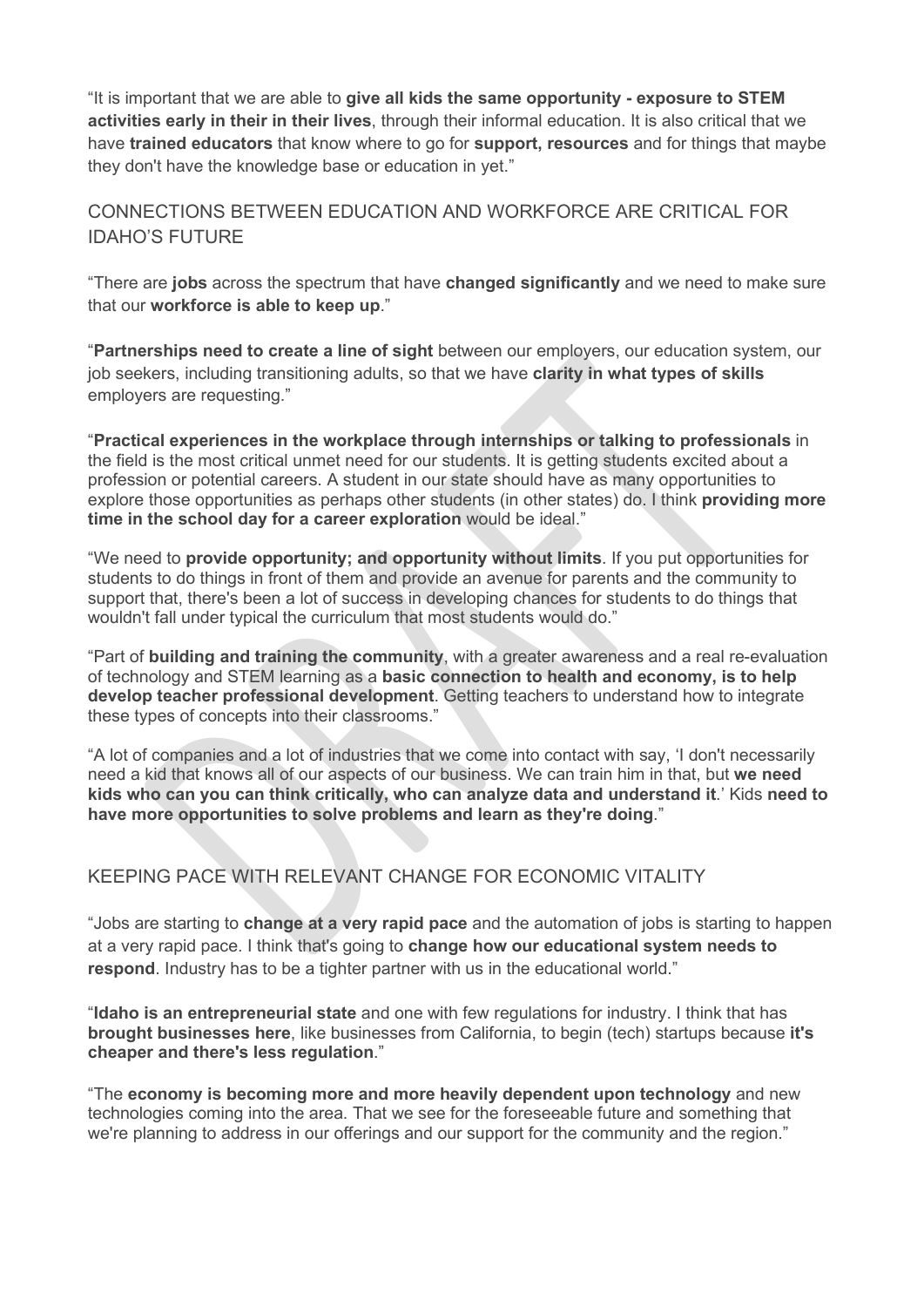"It is important that we are able to **give all kids the same opportunity - exposure to STEM activities early in their in their lives**, through their informal education. It is also critical that we have **trained educators** that know where to go for **support, resources** and for things that maybe they don't have the knowledge base or education in yet."

## CONNECTIONS BETWEEN EDUCATION AND WORKFORCE ARE CRITICAL FOR IDAHO'S FUTURE

"There are **jobs** across the spectrum that have **changed significantly** and we need to make sure that our **workforce is able to keep up**."

"**Partnerships need to create a line of sight** between our employers, our education system, our job seekers, including transitioning adults, so that we have **clarity in what types of skills** employers are requesting."

"**Practical experiences in the workplace through internships or talking to professionals** in the field is the most critical unmet need for our students. It is getting students excited about a profession or potential careers. A student in our state should have as many opportunities to explore those opportunities as perhaps other students (in other states) do. I think **providing more time in the school day for a career exploration** would be ideal."

"We need to **provide opportunity; and opportunity without limits**. If you put opportunities for students to do things in front of them and provide an avenue for parents and the community to support that, there's been a lot of success in developing chances for students to do things that wouldn't fall under typical the curriculum that most students would do."

"Part of **building and training the community**, with a greater awareness and a real re-evaluation of technology and STEM learning as a **basic connection to health and economy, is to help develop teacher professional development**. Getting teachers to understand how to integrate these types of concepts into their classrooms."

"A lot of companies and a lot of industries that we come into contact with say, 'I don't necessarily need a kid that knows all of our aspects of our business. We can train him in that, but **we need kids who can you can think critically, who can analyze data and understand it**.' Kids **need to have more opportunities to solve problems and learn as they're doing**."

## KEEPING PACE WITH RELEVANT CHANGE FOR ECONOMIC VITALITY

"Jobs are starting to **change at a very rapid pace** and the automation of jobs is starting to happen at a very rapid pace. I think that's going to **change how our educational system needs to respond**. Industry has to be a tighter partner with us in the educational world."

"**Idaho is an entrepreneurial state** and one with few regulations for industry. I think that has **brought businesses here**, like businesses from California, to begin (tech) startups because **it's cheaper and there's less regulation**."

"The **economy is becoming more and more heavily dependent upon technology** and new technologies coming into the area. That we see for the foreseeable future and something that we're planning to address in our offerings and our support for the community and the region."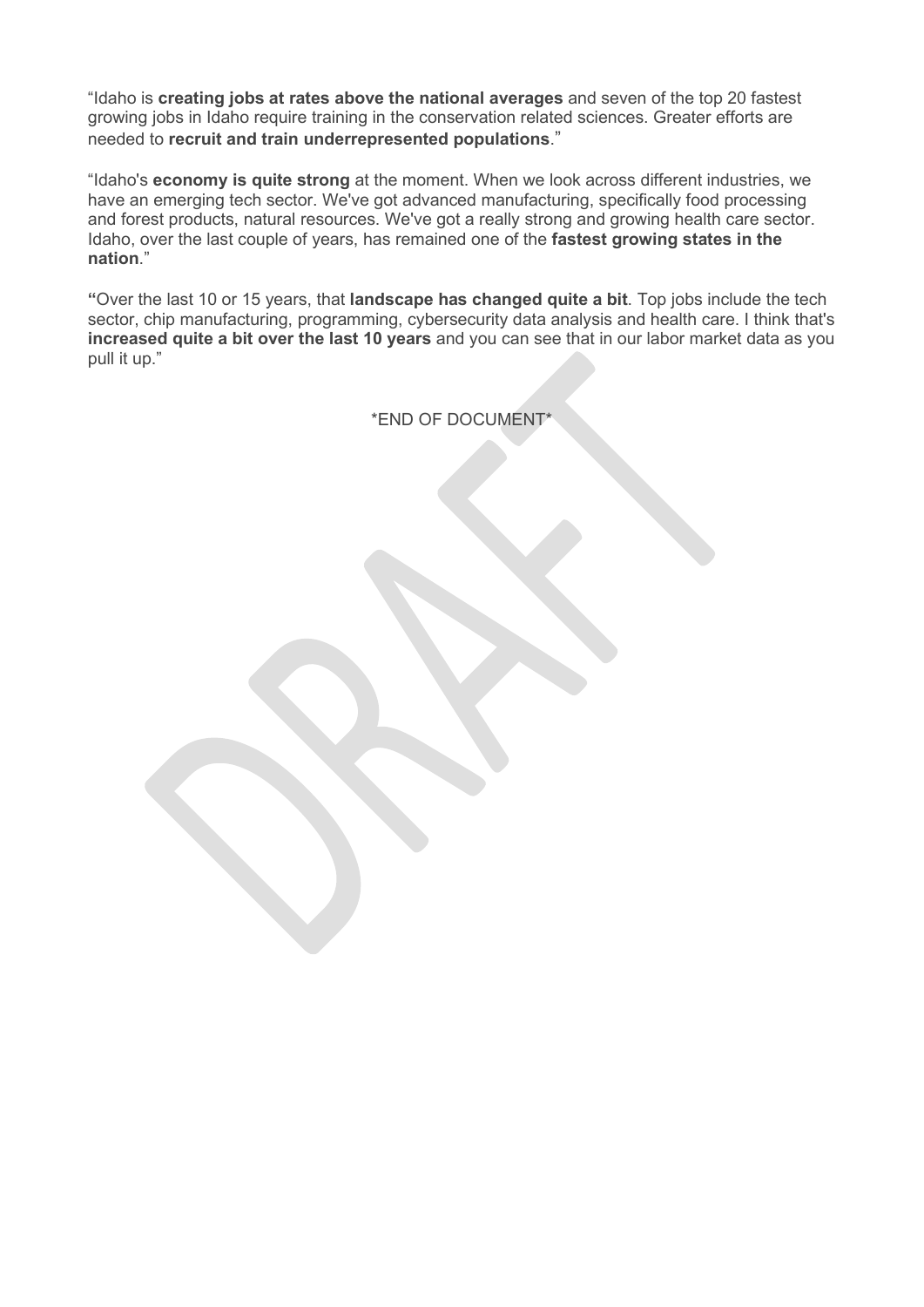"Idaho is **creating jobs at rates above the national averages** and seven of the top 20 fastest growing jobs in Idaho require training in the conservation related sciences. Greater efforts are needed to **recruit and train underrepresented populations**."

"Idaho's **economy is quite strong** at the moment. When we look across different industries, we have an emerging tech sector. We've got advanced manufacturing, specifically food processing and forest products, natural resources. We've got a really strong and growing health care sector. Idaho, over the last couple of years, has remained one of the **fastest growing states in the nation**."

**"**Over the last 10 or 15 years, that **landscape has changed quite a bit**. Top jobs include the tech sector, chip manufacturing, programming, cybersecurity data analysis and health care. I think that's **increased quite a bit over the last 10 years** and you can see that in our labor market data as you pull it up."

*END OF DOCUMENT*